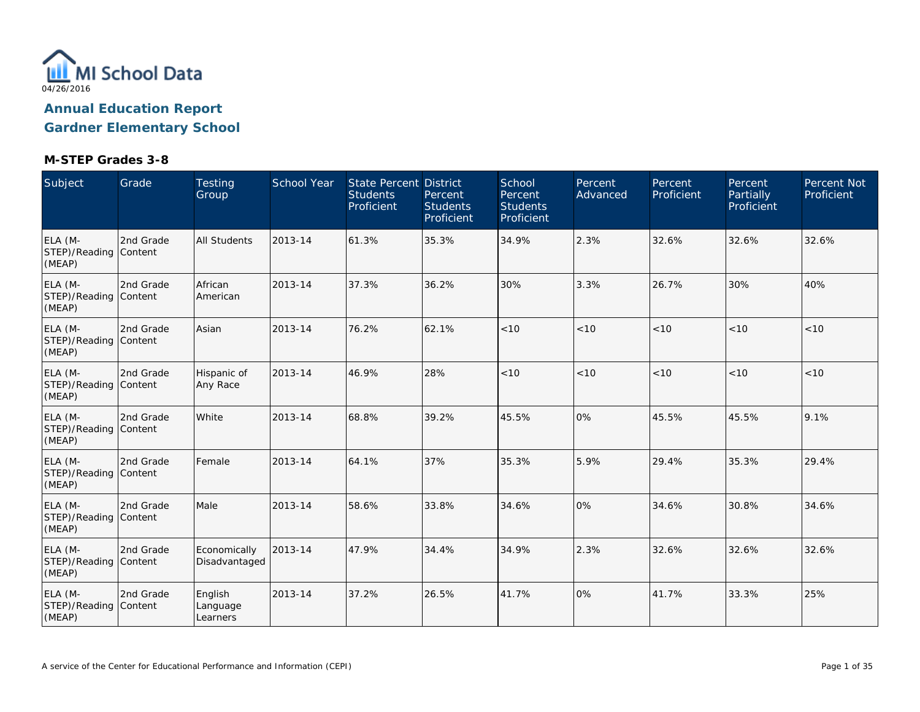MI School Data

04/26/2016

## Annual Education Report

## Gardner Elementary School

### M-STEP Grades 3-8

| Subject | Grade | Testing Group | School Year | State Percent Students Proficient | District Percent Students Proficient | School Percent Students Proficient | Percent Advanced | Percent Proficient | Percent Partially Proficient | Percent Not Proficient |
|---|---|---|---|---|---|---|---|---|---|---|
| ELA (M-STEP)/Reading (MEAP) | 2nd Grade Content | All Students | 2013-14 | 61.3% | 35.3% | 34.9% | 2.3% | 32.6% | 32.6% | 32.6% |
| ELA (M-STEP)/Reading (MEAP) | 2nd Grade Content | African American | 2013-14 | 37.3% | 36.2% | 30% | 3.3% | 26.7% | 30% | 40% |
| ELA (M-STEP)/Reading (MEAP) | 2nd Grade Content | Asian | 2013-14 | 76.2% | 62.1% | <10 | <10 | <10 | <10 | <10 |
| ELA (M-STEP)/Reading (MEAP) | 2nd Grade Content | Hispanic of Any Race | 2013-14 | 46.9% | 28% | <10 | <10 | <10 | <10 | <10 |
| ELA (M-STEP)/Reading (MEAP) | 2nd Grade Content | White | 2013-14 | 68.8% | 39.2% | 45.5% | 0% | 45.5% | 45.5% | 9.1% |
| ELA (M-STEP)/Reading (MEAP) | 2nd Grade Content | Female | 2013-14 | 64.1% | 37% | 35.3% | 5.9% | 29.4% | 35.3% | 29.4% |
| ELA (M-STEP)/Reading (MEAP) | 2nd Grade Content | Male | 2013-14 | 58.6% | 33.8% | 34.6% | 0% | 34.6% | 30.8% | 34.6% |
| ELA (M-STEP)/Reading (MEAP) | 2nd Grade Content | Economically Disadvantaged | 2013-14 | 47.9% | 34.4% | 34.9% | 2.3% | 32.6% | 32.6% | 32.6% |
| ELA (M-STEP)/Reading (MEAP) | 2nd Grade Content | English Language Learners | 2013-14 | 37.2% | 26.5% | 41.7% | 0% | 41.7% | 33.3% | 25% |

A service of the Center for Educational Performance and Information (CEPI)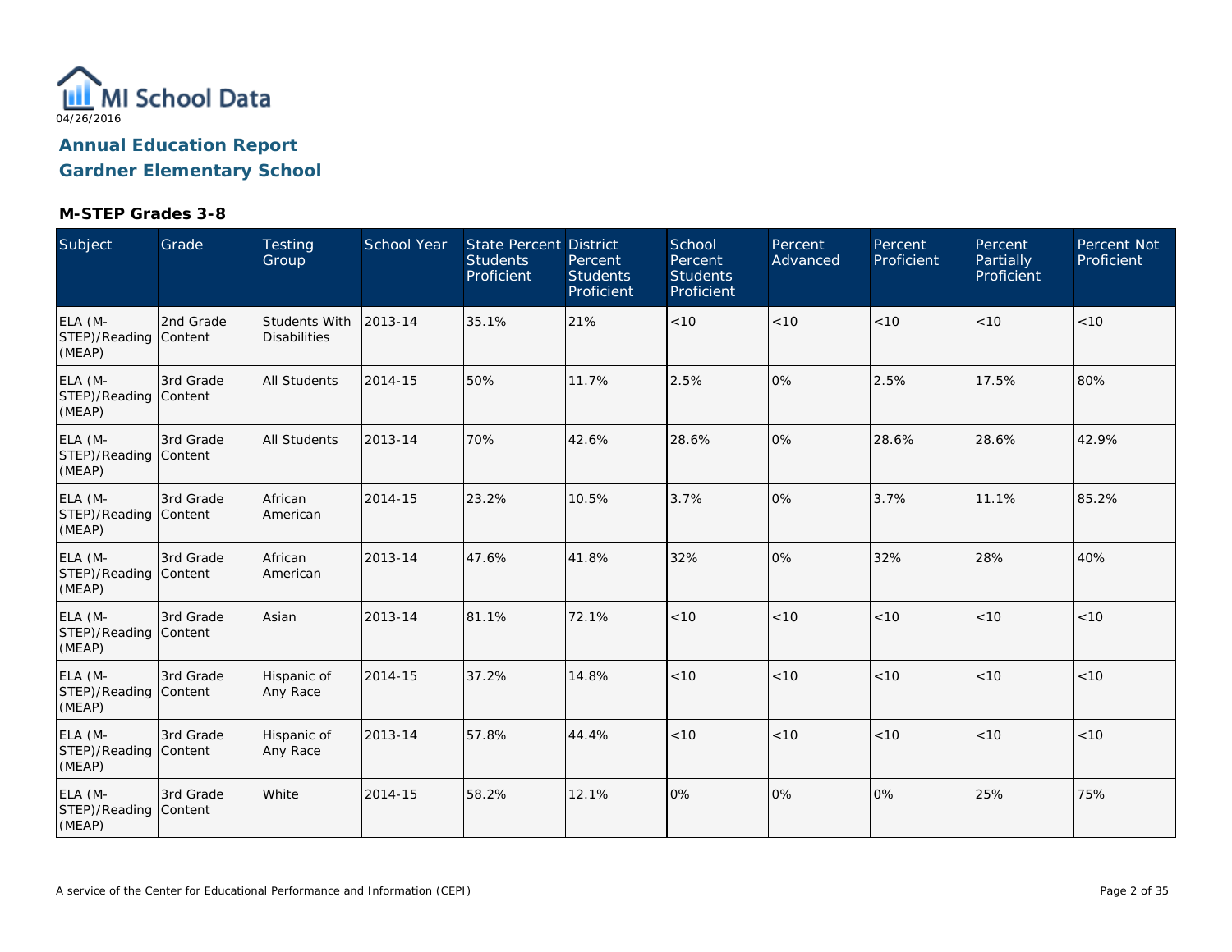MI School Data

04/26/2016

## Annual Education Report

## Gardner Elementary School

### M-STEP Grades 3-8

| Subject | Grade | Testing Group | School Year | State Percent Students Proficient | District Percent Students Proficient | School Percent Students Proficient | Percent Advanced | Percent Proficient | Percent Partially Proficient | Percent Not Proficient |
|---|---|---|---|---|---|---|---|---|---|---|
| ELA (M-STEP)/Reading (MEAP) | 2nd Grade Content | Students With Disabilities | 2013-14 | 35.1% | 21% | <10 | <10 | <10 | <10 | <10 |
| ELA (M-STEP)/Reading (MEAP) | 3rd Grade Content | All Students | 2014-15 | 50% | 11.7% | 2.5% | 0% | 2.5% | 17.5% | 80% |
| ELA (M-STEP)/Reading (MEAP) | 3rd Grade Content | All Students | 2013-14 | 70% | 42.6% | 28.6% | 0% | 28.6% | 28.6% | 42.9% |
| ELA (M-STEP)/Reading (MEAP) | 3rd Grade Content | African American | 2014-15 | 23.2% | 10.5% | 3.7% | 0% | 3.7% | 11.1% | 85.2% |
| ELA (M-STEP)/Reading (MEAP) | 3rd Grade Content | African American | 2013-14 | 47.6% | 41.8% | 32% | 0% | 32% | 28% | 40% |
| ELA (M-STEP)/Reading (MEAP) | 3rd Grade Content | Asian | 2013-14 | 81.1% | 72.1% | <10 | <10 | <10 | <10 | <10 |
| ELA (M-STEP)/Reading (MEAP) | 3rd Grade Content | Hispanic of Any Race | 2014-15 | 37.2% | 14.8% | <10 | <10 | <10 | <10 | <10 |
| ELA (M-STEP)/Reading (MEAP) | 3rd Grade Content | Hispanic of Any Race | 2013-14 | 57.8% | 44.4% | <10 | <10 | <10 | <10 | <10 |
| ELA (M-STEP)/Reading (MEAP) | 3rd Grade Content | White | 2014-15 | 58.2% | 12.1% | 0% | 0% | 0% | 25% | 75% |

A service of the Center for Educational Performance and Information (CEPI)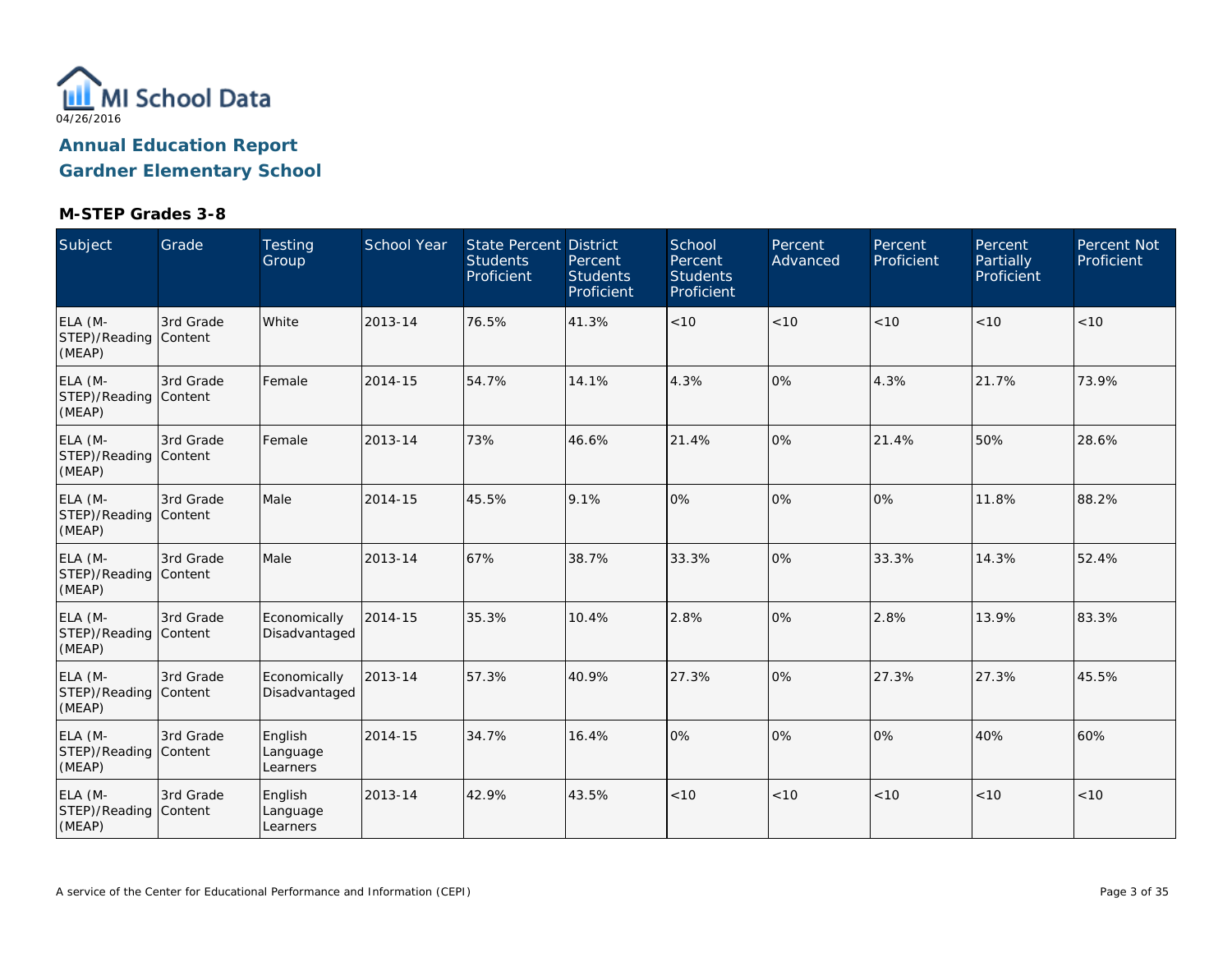MI School Data

04/26/2016

## Annual Education Report
## Gardner Elementary School

### M-STEP Grades 3-8

| Subject | Grade | Testing Group | School Year | State Percent Students Proficient | District Percent Students Proficient | School Percent Students Proficient | Percent Advanced | Percent Proficient | Percent Partially Proficient | Percent Not Proficient |
|---|---|---|---|---|---|---|---|---|---|---|
| ELA (M-STEP)/Reading (MEAP) | 3rd Grade Content | White | 2013-14 | 76.5% | 41.3% | <10 | <10 | <10 | <10 | <10 |
| ELA (M-STEP)/Reading (MEAP) | 3rd Grade Content | Female | 2014-15 | 54.7% | 14.1% | 4.3% | 0% | 4.3% | 21.7% | 73.9% |
| ELA (M-STEP)/Reading (MEAP) | 3rd Grade Content | Female | 2013-14 | 73% | 46.6% | 21.4% | 0% | 21.4% | 50% | 28.6% |
| ELA (M-STEP)/Reading (MEAP) | 3rd Grade Content | Male | 2014-15 | 45.5% | 9.1% | 0% | 0% | 0% | 11.8% | 88.2% |
| ELA (M-STEP)/Reading (MEAP) | 3rd Grade Content | Male | 2013-14 | 67% | 38.7% | 33.3% | 0% | 33.3% | 14.3% | 52.4% |
| ELA (M-STEP)/Reading (MEAP) | 3rd Grade Content | Economically Disadvantaged | 2014-15 | 35.3% | 10.4% | 2.8% | 0% | 2.8% | 13.9% | 83.3% |
| ELA (M-STEP)/Reading (MEAP) | 3rd Grade Content | Economically Disadvantaged | 2013-14 | 57.3% | 40.9% | 27.3% | 0% | 27.3% | 27.3% | 45.5% |
| ELA (M-STEP)/Reading (MEAP) | 3rd Grade Content | English Language Learners | 2014-15 | 34.7% | 16.4% | 0% | 0% | 0% | 40% | 60% |
| ELA (M-STEP)/Reading (MEAP) | 3rd Grade Content | English Language Learners | 2013-14 | 42.9% | 43.5% | <10 | <10 | <10 | <10 | <10 |

A service of the Center for Educational Performance and Information (CEPI)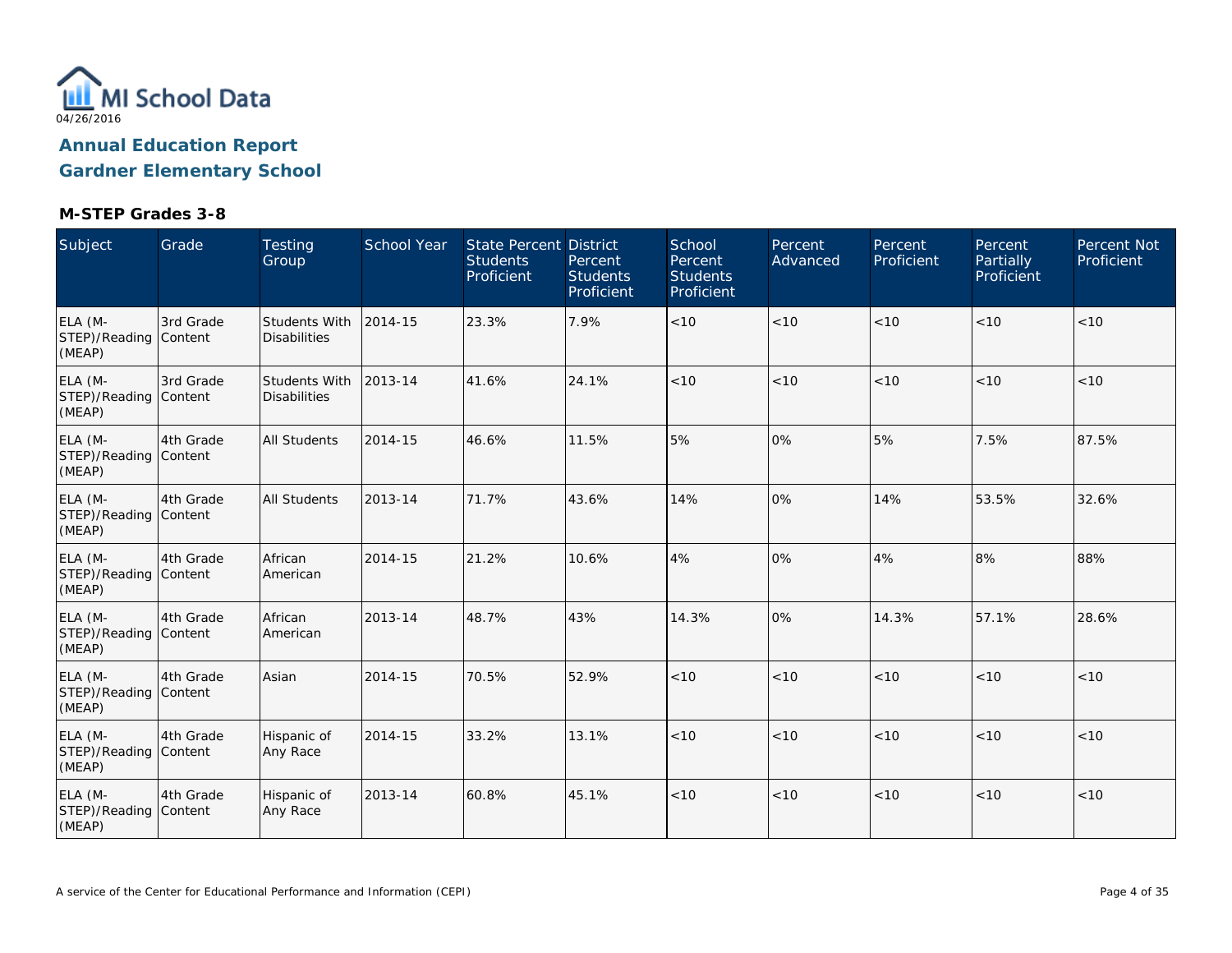MI School Data

04/26/2016

## Annual Education Report

## Gardner Elementary School

### M-STEP Grades 3-8

| Subject | Grade | Testing Group | School Year | State Percent Students Proficient | District Percent Students Proficient | School Percent Students Proficient | Percent Advanced | Percent Proficient | Percent Partially Proficient | Percent Not Proficient |
|---|---|---|---|---|---|---|---|---|---|---|
| ELA (M-STEP)/Reading (MEAP) | 3rd Grade Content | Students With Disabilities | 2014-15 | 23.3% | 7.9% | <10 | <10 | <10 | <10 | <10 |
| ELA (M-STEP)/Reading (MEAP) | 3rd Grade Content | Students With Disabilities | 2013-14 | 41.6% | 24.1% | <10 | <10 | <10 | <10 | <10 |
| ELA (M-STEP)/Reading (MEAP) | 4th Grade Content | All Students | 2014-15 | 46.6% | 11.5% | 5% | 0% | 5% | 7.5% | 87.5% |
| ELA (M-STEP)/Reading (MEAP) | 4th Grade Content | All Students | 2013-14 | 71.7% | 43.6% | 14% | 0% | 14% | 53.5% | 32.6% |
| ELA (M-STEP)/Reading (MEAP) | 4th Grade Content | African American | 2014-15 | 21.2% | 10.6% | 4% | 0% | 4% | 8% | 88% |
| ELA (M-STEP)/Reading (MEAP) | 4th Grade Content | African American | 2013-14 | 48.7% | 43% | 14.3% | 0% | 14.3% | 57.1% | 28.6% |
| ELA (M-STEP)/Reading (MEAP) | 4th Grade Content | Asian | 2014-15 | 70.5% | 52.9% | <10 | <10 | <10 | <10 | <10 |
| ELA (M-STEP)/Reading (MEAP) | 4th Grade Content | Hispanic of Any Race | 2014-15 | 33.2% | 13.1% | <10 | <10 | <10 | <10 | <10 |
| ELA (M-STEP)/Reading (MEAP) | 4th Grade Content | Hispanic of Any Race | 2013-14 | 60.8% | 45.1% | <10 | <10 | <10 | <10 | <10 |

A service of the Center for Educational Performance and Information (CEPI)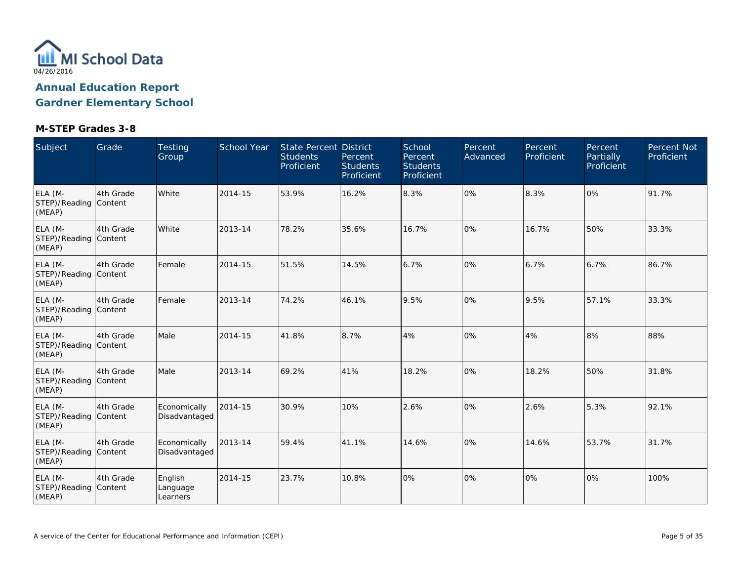MI School Data

04/26/2016

# Annual Education Report

# Gardner Elementary School

### M-STEP Grades 3-8

| Subject | Grade | Testing Group | School Year | State Percent Students Proficient | District Percent Students Proficient | School Percent Students Proficient | Percent Advanced | Percent Proficient | Percent Partially Proficient | Percent Not Proficient |
|---|---|---|---|---|---|---|---|---|---|---|
| ELA (M-STEP)/Reading (MEAP) | 4th Grade Content | White | 2014-15 | 53.9% | 16.2% | 8.3% | 0% | 8.3% | 0% | 91.7% |
| ELA (M-STEP)/Reading (MEAP) | 4th Grade Content | White | 2013-14 | 78.2% | 35.6% | 16.7% | 0% | 16.7% | 50% | 33.3% |
| ELA (M-STEP)/Reading (MEAP) | 4th Grade Content | Female | 2014-15 | 51.5% | 14.5% | 6.7% | 0% | 6.7% | 6.7% | 86.7% |
| ELA (M-STEP)/Reading (MEAP) | 4th Grade Content | Female | 2013-14 | 74.2% | 46.1% | 9.5% | 0% | 9.5% | 57.1% | 33.3% |
| ELA (M-STEP)/Reading (MEAP) | 4th Grade Content | Male | 2014-15 | 41.8% | 8.7% | 4% | 0% | 4% | 8% | 88% |
| ELA (M-STEP)/Reading (MEAP) | 4th Grade Content | Male | 2013-14 | 69.2% | 41% | 18.2% | 0% | 18.2% | 50% | 31.8% |
| ELA (M-STEP)/Reading (MEAP) | 4th Grade Content | Economically Disadvantaged | 2014-15 | 30.9% | 10% | 2.6% | 0% | 2.6% | 5.3% | 92.1% |
| ELA (M-STEP)/Reading (MEAP) | 4th Grade Content | Economically Disadvantaged | 2013-14 | 59.4% | 41.1% | 14.6% | 0% | 14.6% | 53.7% | 31.7% |
| ELA (M-STEP)/Reading (MEAP) | 4th Grade Content | English Language Learners | 2014-15 | 23.7% | 10.8% | 0% | 0% | 0% | 0% | 100% |

A service of the Center for Educational Performance and Information (CEPI)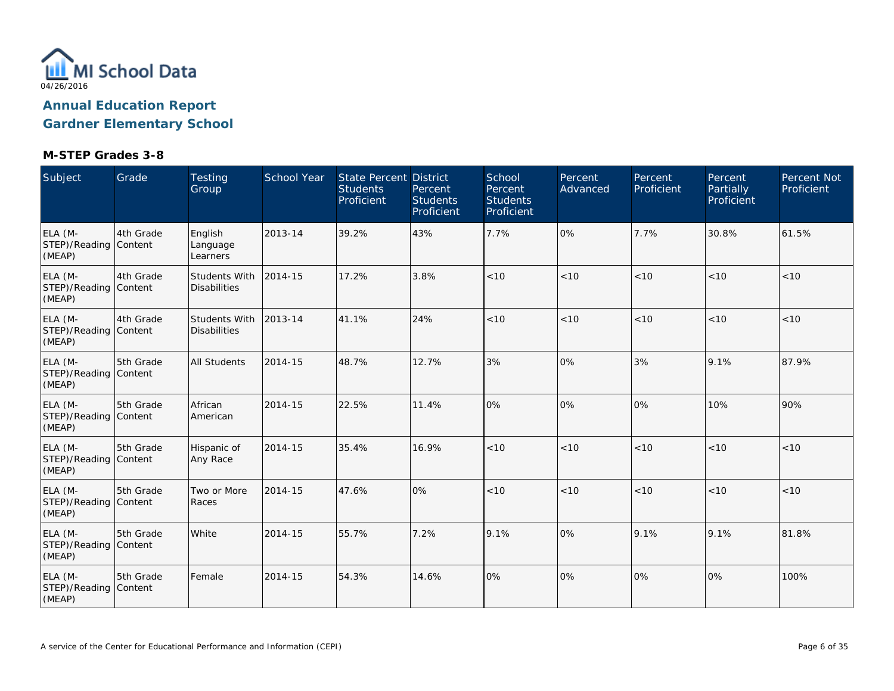MI School Data
04/26/2016

# Annual Education Report
# Gardner Elementary School

### M-STEP Grades 3-8

| Subject | Grade | Testing Group | School Year | State Percent Students Proficient | District Percent Students Proficient | School Percent Students Proficient | Percent Advanced | Percent Proficient | Percent Partially Proficient | Percent Not Proficient |
|---|---|---|---|---|---|---|---|---|---|---|
| ELA (M-STEP)/Reading (MEAP) | 4th Grade Content | English Language Learners | 2013-14 | 39.2% | 43% | 7.7% | 0% | 7.7% | 30.8% | 61.5% |
| ELA (M-STEP)/Reading (MEAP) | 4th Grade Content | Students With Disabilities | 2014-15 | 17.2% | 3.8% | <10 | <10 | <10 | <10 | <10 |
| ELA (M-STEP)/Reading (MEAP) | 4th Grade Content | Students With Disabilities | 2013-14 | 41.1% | 24% | <10 | <10 | <10 | <10 | <10 |
| ELA (M-STEP)/Reading (MEAP) | 5th Grade Content | All Students | 2014-15 | 48.7% | 12.7% | 3% | 0% | 3% | 9.1% | 87.9% |
| ELA (M-STEP)/Reading (MEAP) | 5th Grade Content | African American | 2014-15 | 22.5% | 11.4% | 0% | 0% | 0% | 10% | 90% |
| ELA (M-STEP)/Reading (MEAP) | 5th Grade Content | Hispanic of Any Race | 2014-15 | 35.4% | 16.9% | <10 | <10 | <10 | <10 | <10 |
| ELA (M-STEP)/Reading (MEAP) | 5th Grade Content | Two or More Races | 2014-15 | 47.6% | 0% | <10 | <10 | <10 | <10 | <10 |
| ELA (M-STEP)/Reading (MEAP) | 5th Grade Content | White | 2014-15 | 55.7% | 7.2% | 9.1% | 0% | 9.1% | 9.1% | 81.8% |
| ELA (M-STEP)/Reading (MEAP) | 5th Grade Content | Female | 2014-15 | 54.3% | 14.6% | 0% | 0% | 0% | 0% | 100% |

A service of the Center for Educational Performance and Information (CEPI)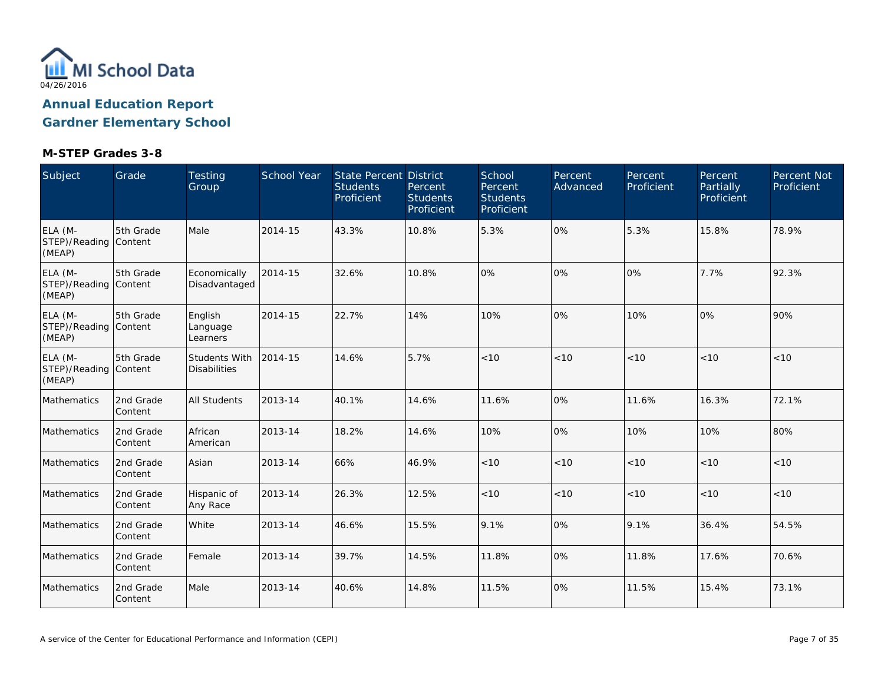MI School Data
04/26/2016

**Annual Education Report**
**Gardner Elementary School**

### M-STEP Grades 3-8

| Subject | Grade | Testing Group | School Year | State Percent Students Proficient | District Percent Students Proficient | School Percent Students Proficient | Percent Advanced | Percent Proficient | Percent Partially Proficient | Percent Not Proficient |
|---|---|---|---|---|---|---|---|---|---|---|
| ELA (M-STEP)/Reading (MEAP) | 5th Grade Content | Male | 2014-15 | 43.3% | 10.8% | 5.3% | 0% | 5.3% | 15.8% | 78.9% |
| ELA (M-STEP)/Reading (MEAP) | 5th Grade Content | Economically Disadvantaged | 2014-15 | 32.6% | 10.8% | 0% | 0% | 0% | 7.7% | 92.3% |
| ELA (M-STEP)/Reading (MEAP) | 5th Grade Content | English Language Learners | 2014-15 | 22.7% | 14% | 10% | 0% | 10% | 0% | 90% |
| ELA (M-STEP)/Reading (MEAP) | 5th Grade Content | Students With Disabilities | 2014-15 | 14.6% | 5.7% | <10 | <10 | <10 | <10 | <10 |
| Mathematics | 2nd Grade Content | All Students | 2013-14 | 40.1% | 14.6% | 11.6% | 0% | 11.6% | 16.3% | 72.1% |
| Mathematics | 2nd Grade Content | African American | 2013-14 | 18.2% | 14.6% | 10% | 0% | 10% | 10% | 80% |
| Mathematics | 2nd Grade Content | Asian | 2013-14 | 66% | 46.9% | <10 | <10 | <10 | <10 | <10 |
| Mathematics | 2nd Grade Content | Hispanic of Any Race | 2013-14 | 26.3% | 12.5% | <10 | <10 | <10 | <10 | <10 |
| Mathematics | 2nd Grade Content | White | 2013-14 | 46.6% | 15.5% | 9.1% | 0% | 9.1% | 36.4% | 54.5% |
| Mathematics | 2nd Grade Content | Female | 2013-14 | 39.7% | 14.5% | 11.8% | 0% | 11.8% | 17.6% | 70.6% |
| Mathematics | 2nd Grade Content | Male | 2013-14 | 40.6% | 14.8% | 11.5% | 0% | 11.5% | 15.4% | 73.1% |

A service of the Center for Educational Performance and Information (CEPI)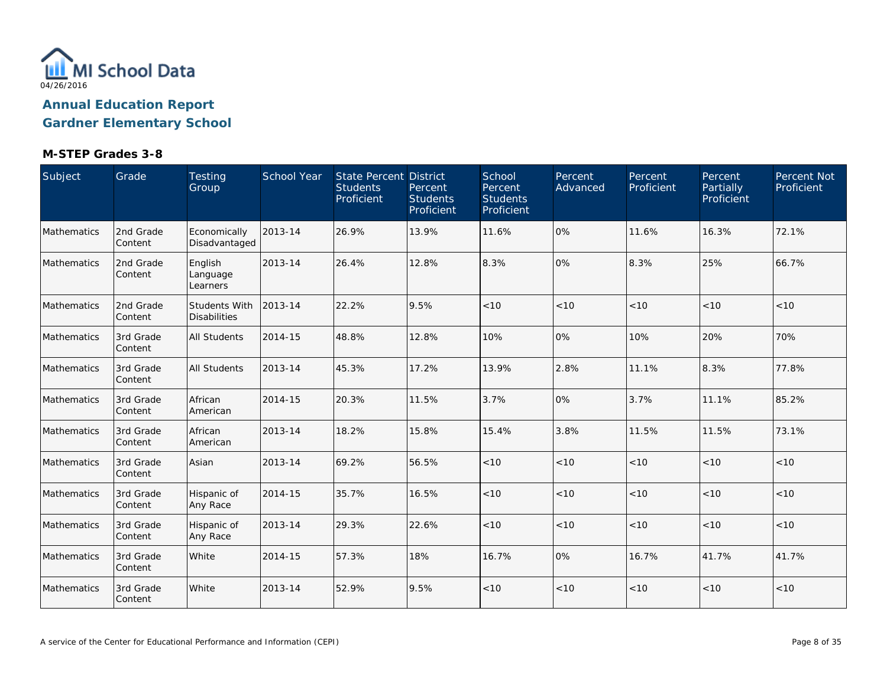MI School Data

04/26/2016

# Annual Education Report

# Gardner Elementary School

### M-STEP Grades 3-8

| Subject | Grade | Testing Group | School Year | State Percent Students Proficient | District Percent Students Proficient | School Percent Students Proficient | Percent Advanced | Percent Proficient | Percent Partially Proficient | Percent Not Proficient |
|---|---|---|---|---|---|---|---|---|---|---|
| Mathematics | 2nd Grade Content | Economically Disadvantaged | 2013-14 | 26.9% | 13.9% | 11.6% | 0% | 11.6% | 16.3% | 72.1% |
| Mathematics | 2nd Grade Content | English Language Learners | 2013-14 | 26.4% | 12.8% | 8.3% | 0% | 8.3% | 25% | 66.7% |
| Mathematics | 2nd Grade Content | Students With Disabilities | 2013-14 | 22.2% | 9.5% | <10 | <10 | <10 | <10 | <10 |
| Mathematics | 3rd Grade Content | All Students | 2014-15 | 48.8% | 12.8% | 10% | 0% | 10% | 20% | 70% |
| Mathematics | 3rd Grade Content | All Students | 2013-14 | 45.3% | 17.2% | 13.9% | 2.8% | 11.1% | 8.3% | 77.8% |
| Mathematics | 3rd Grade Content | African American | 2014-15 | 20.3% | 11.5% | 3.7% | 0% | 3.7% | 11.1% | 85.2% |
| Mathematics | 3rd Grade Content | African American | 2013-14 | 18.2% | 15.8% | 15.4% | 3.8% | 11.5% | 11.5% | 73.1% |
| Mathematics | 3rd Grade Content | Asian | 2013-14 | 69.2% | 56.5% | <10 | <10 | <10 | <10 | <10 |
| Mathematics | 3rd Grade Content | Hispanic of Any Race | 2014-15 | 35.7% | 16.5% | <10 | <10 | <10 | <10 | <10 |
| Mathematics | 3rd Grade Content | Hispanic of Any Race | 2013-14 | 29.3% | 22.6% | <10 | <10 | <10 | <10 | <10 |
| Mathematics | 3rd Grade Content | White | 2014-15 | 57.3% | 18% | 16.7% | 0% | 16.7% | 41.7% | 41.7% |
| Mathematics | 3rd Grade Content | White | 2013-14 | 52.9% | 9.5% | <10 | <10 | <10 | <10 | <10 |

A service of the Center for Educational Performance and Information (CEPI)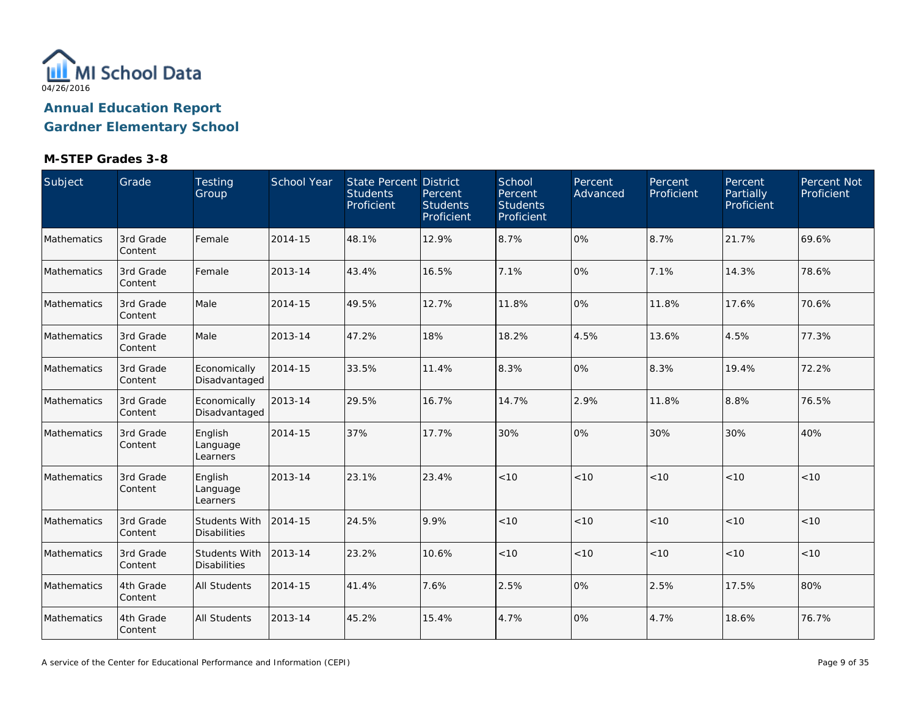04/26/2016

# Annual Education Report
# Gardner Elementary School

### M-STEP Grades 3-8

| Subject | Grade | Testing Group | School Year | State Percent Students Proficient | District Percent Students Proficient | School Percent Students Proficient | Percent Advanced | Percent Proficient | Percent Partially Proficient | Percent Not Proficient |
|---|---|---|---|---|---|---|---|---|---|---|
| Mathematics | 3rd Grade Content | Female | 2014-15 | 48.1% | 12.9% | 8.7% | 0% | 8.7% | 21.7% | 69.6% |
| Mathematics | 3rd Grade Content | Female | 2013-14 | 43.4% | 16.5% | 7.1% | 0% | 7.1% | 14.3% | 78.6% |
| Mathematics | 3rd Grade Content | Male | 2014-15 | 49.5% | 12.7% | 11.8% | 0% | 11.8% | 17.6% | 70.6% |
| Mathematics | 3rd Grade Content | Male | 2013-14 | 47.2% | 18% | 18.2% | 4.5% | 13.6% | 4.5% | 77.3% |
| Mathematics | 3rd Grade Content | Economically Disadvantaged | 2014-15 | 33.5% | 11.4% | 8.3% | 0% | 8.3% | 19.4% | 72.2% |
| Mathematics | 3rd Grade Content | Economically Disadvantaged | 2013-14 | 29.5% | 16.7% | 14.7% | 2.9% | 11.8% | 8.8% | 76.5% |
| Mathematics | 3rd Grade Content | English Language Learners | 2014-15 | 37% | 17.7% | 30% | 0% | 30% | 30% | 40% |
| Mathematics | 3rd Grade Content | English Language Learners | 2013-14 | 23.1% | 23.4% | <10 | <10 | <10 | <10 | <10 |
| Mathematics | 3rd Grade Content | Students With Disabilities | 2014-15 | 24.5% | 9.9% | <10 | <10 | <10 | <10 | <10 |
| Mathematics | 3rd Grade Content | Students With Disabilities | 2013-14 | 23.2% | 10.6% | <10 | <10 | <10 | <10 | <10 |
| Mathematics | 4th Grade Content | All Students | 2014-15 | 41.4% | 7.6% | 2.5% | 0% | 2.5% | 17.5% | 80% |
| Mathematics | 4th Grade Content | All Students | 2013-14 | 45.2% | 15.4% | 4.7% | 0% | 4.7% | 18.6% | 76.7% |

A service of the Center for Educational Performance and Information (CEPI)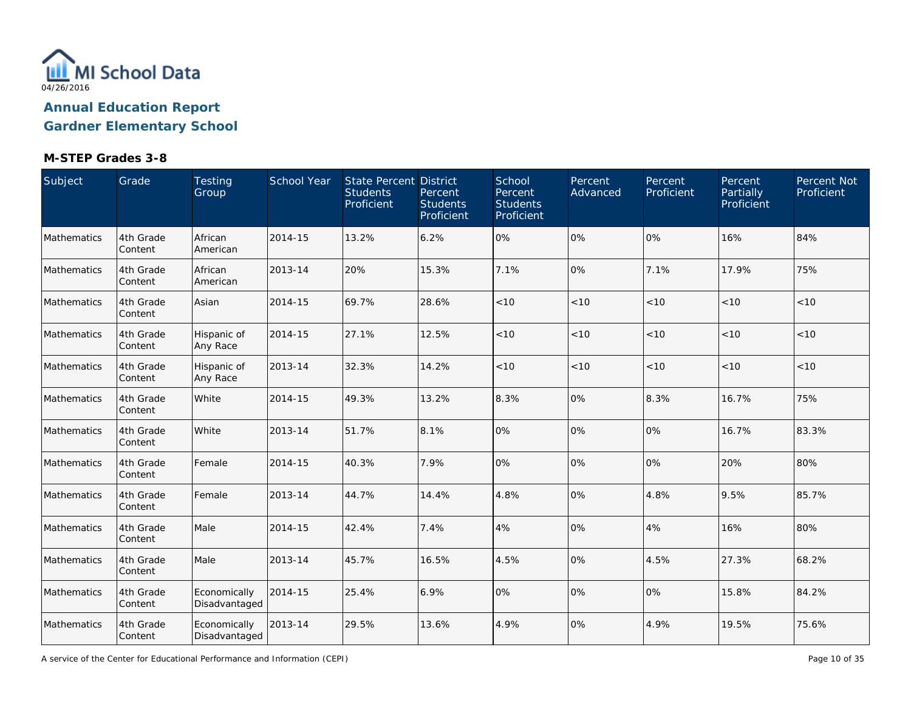MI School Data
04/26/2016

# Annual Education Report
## Gardner Elementary School

### M-STEP Grades 3-8

| Subject | Grade | Testing Group | School Year | State Percent Students Proficient | District Percent Students Proficient | School Percent Students Proficient | Percent Advanced | Percent Proficient | Percent Partially Proficient | Percent Not Proficient |
|---|---|---|---|---|---|---|---|---|---|---|
| Mathematics | 4th Grade Content | African American | 2014-15 | 13.2% | 6.2% | 0% | 0% | 0% | 16% | 84% |
| Mathematics | 4th Grade Content | African American | 2013-14 | 20% | 15.3% | 7.1% | 0% | 7.1% | 17.9% | 75% |
| Mathematics | 4th Grade Content | Asian | 2014-15 | 69.7% | 28.6% | <10 | <10 | <10 | <10 | <10 |
| Mathematics | 4th Grade Content | Hispanic of Any Race | 2014-15 | 27.1% | 12.5% | <10 | <10 | <10 | <10 | <10 |
| Mathematics | 4th Grade Content | Hispanic of Any Race | 2013-14 | 32.3% | 14.2% | <10 | <10 | <10 | <10 | <10 |
| Mathematics | 4th Grade Content | White | 2014-15 | 49.3% | 13.2% | 8.3% | 0% | 8.3% | 16.7% | 75% |
| Mathematics | 4th Grade Content | White | 2013-14 | 51.7% | 8.1% | 0% | 0% | 0% | 16.7% | 83.3% |
| Mathematics | 4th Grade Content | Female | 2014-15 | 40.3% | 7.9% | 0% | 0% | 0% | 20% | 80% |
| Mathematics | 4th Grade Content | Female | 2013-14 | 44.7% | 14.4% | 4.8% | 0% | 4.8% | 9.5% | 85.7% |
| Mathematics | 4th Grade Content | Male | 2014-15 | 42.4% | 7.4% | 4% | 0% | 4% | 16% | 80% |
| Mathematics | 4th Grade Content | Male | 2013-14 | 45.7% | 16.5% | 4.5% | 0% | 4.5% | 27.3% | 68.2% |
| Mathematics | 4th Grade Content | Economically Disadvantaged | 2014-15 | 25.4% | 6.9% | 0% | 0% | 0% | 15.8% | 84.2% |
| Mathematics | 4th Grade Content | Economically Disadvantaged | 2013-14 | 29.5% | 13.6% | 4.9% | 0% | 4.9% | 19.5% | 75.6% |

A service of the Center for Educational Performance and Information (CEPI)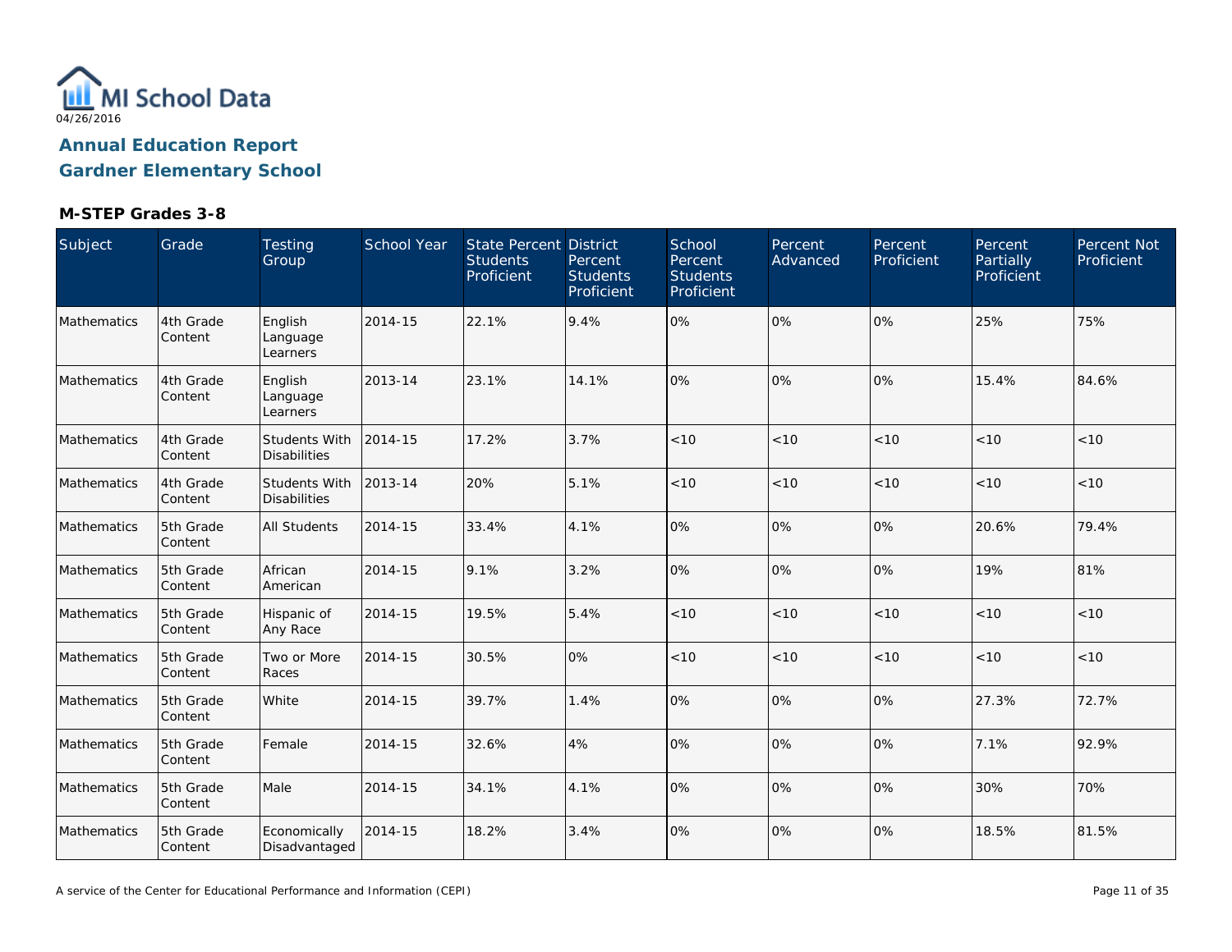MI School Data

04/26/2016

# Annual Education Report

# Gardner Elementary School

## M-STEP Grades 3-8

| Subject | Grade | Testing Group | School Year | State Percent Students Proficient | District Percent Students Proficient | School Percent Students Proficient | Percent Advanced | Percent Proficient | Percent Partially Proficient | Percent Not Proficient |
|---|---|---|---|---|---|---|---|---|---|---|
| Mathematics | 4th Grade Content | English Language Learners | 2014-15 | 22.1% | 9.4% | 0% | 0% | 0% | 25% | 75% |
| Mathematics | 4th Grade Content | English Language Learners | 2013-14 | 23.1% | 14.1% | 0% | 0% | 0% | 15.4% | 84.6% |
| Mathematics | 4th Grade Content | Students With Disabilities | 2014-15 | 17.2% | 3.7% | <10 | <10 | <10 | <10 | <10 |
| Mathematics | 4th Grade Content | Students With Disabilities | 2013-14 | 20% | 5.1% | <10 | <10 | <10 | <10 | <10 |
| Mathematics | 5th Grade Content | All Students | 2014-15 | 33.4% | 4.1% | 0% | 0% | 0% | 20.6% | 79.4% |
| Mathematics | 5th Grade Content | African American | 2014-15 | 9.1% | 3.2% | 0% | 0% | 0% | 19% | 81% |
| Mathematics | 5th Grade Content | Hispanic of Any Race | 2014-15 | 19.5% | 5.4% | <10 | <10 | <10 | <10 | <10 |
| Mathematics | 5th Grade Content | Two or More Races | 2014-15 | 30.5% | 0% | <10 | <10 | <10 | <10 | <10 |
| Mathematics | 5th Grade Content | White | 2014-15 | 39.7% | 1.4% | 0% | 0% | 0% | 27.3% | 72.7% |
| Mathematics | 5th Grade Content | Female | 2014-15 | 32.6% | 4% | 0% | 0% | 0% | 7.1% | 92.9% |
| Mathematics | 5th Grade Content | Male | 2014-15 | 34.1% | 4.1% | 0% | 0% | 0% | 30% | 70% |
| Mathematics | 5th Grade Content | Economically Disadvantaged | 2014-15 | 18.2% | 3.4% | 0% | 0% | 0% | 18.5% | 81.5% |

A service of the Center for Educational Performance and Information (CEPI)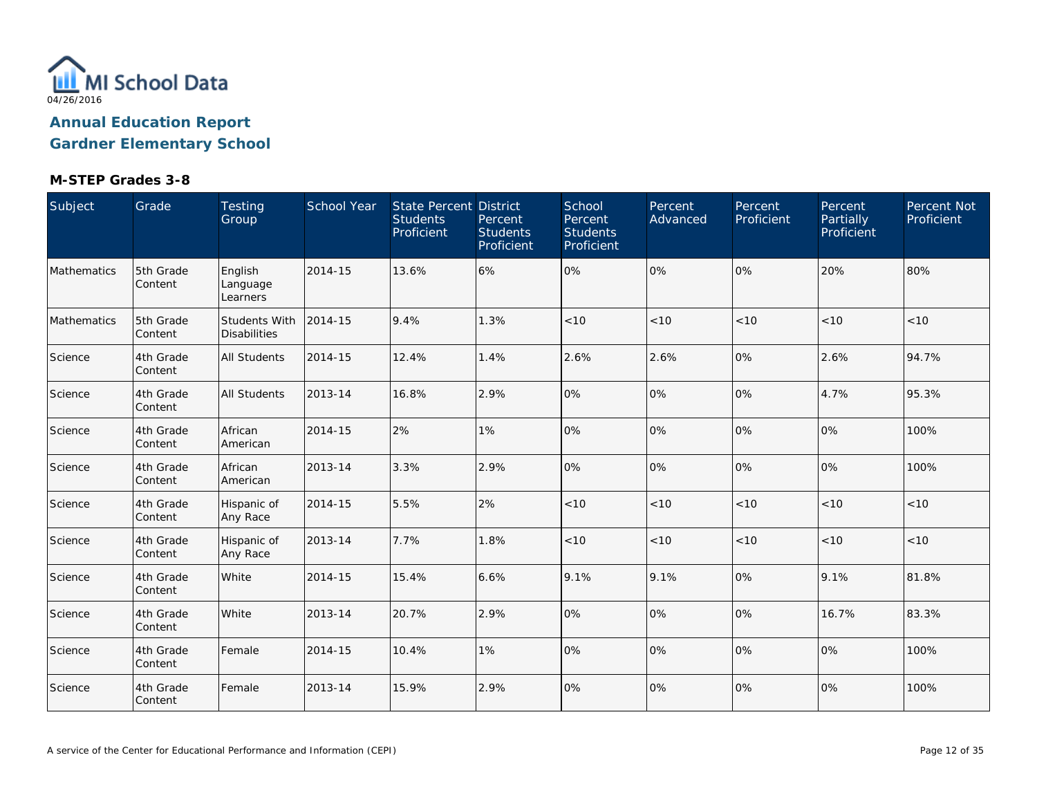MI School Data
04/26/2016

# Annual Education Report
## Gardner Elementary School

### M-STEP Grades 3-8

| Subject | Grade | Testing Group | School Year | State Percent Students Proficient | District Percent Students Proficient | School Percent Students Proficient | Percent Advanced | Percent Proficient | Percent Partially Proficient | Percent Not Proficient |
|---|---|---|---|---|---|---|---|---|---|---|
| Mathematics | 5th Grade Content | English Language Learners | 2014-15 | 13.6% | 6% | 0% | 0% | 0% | 20% | 80% |
| Mathematics | 5th Grade Content | Students With Disabilities | 2014-15 | 9.4% | 1.3% | <10 | <10 | <10 | <10 | <10 |
| Science | 4th Grade Content | All Students | 2014-15 | 12.4% | 1.4% | 2.6% | 2.6% | 0% | 2.6% | 94.7% |
| Science | 4th Grade Content | All Students | 2013-14 | 16.8% | 2.9% | 0% | 0% | 0% | 4.7% | 95.3% |
| Science | 4th Grade Content | African American | 2014-15 | 2% | 1% | 0% | 0% | 0% | 0% | 100% |
| Science | 4th Grade Content | African American | 2013-14 | 3.3% | 2.9% | 0% | 0% | 0% | 0% | 100% |
| Science | 4th Grade Content | Hispanic of Any Race | 2014-15 | 5.5% | 2% | <10 | <10 | <10 | <10 | <10 |
| Science | 4th Grade Content | Hispanic of Any Race | 2013-14 | 7.7% | 1.8% | <10 | <10 | <10 | <10 | <10 |
| Science | 4th Grade Content | White | 2014-15 | 15.4% | 6.6% | 9.1% | 9.1% | 0% | 9.1% | 81.8% |
| Science | 4th Grade Content | White | 2013-14 | 20.7% | 2.9% | 0% | 0% | 0% | 16.7% | 83.3% |
| Science | 4th Grade Content | Female | 2014-15 | 10.4% | 1% | 0% | 0% | 0% | 0% | 100% |
| Science | 4th Grade Content | Female | 2013-14 | 15.9% | 2.9% | 0% | 0% | 0% | 0% | 100% |

A service of the Center for Educational Performance and Information (CEPI)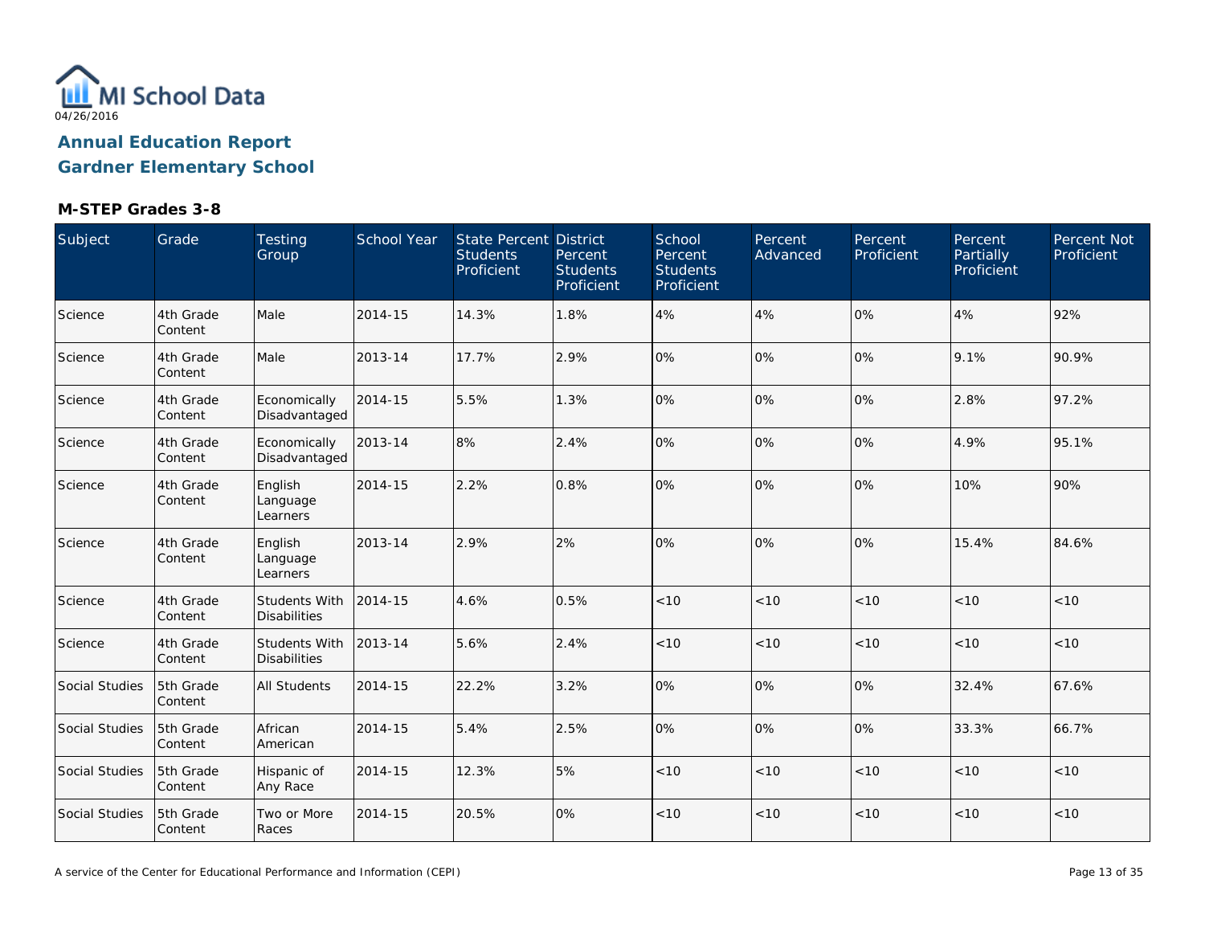MI School Data
04/26/2016

# Annual Education Report
## Gardner Elementary School

### M-STEP Grades 3-8

| Subject | Grade | Testing Group | School Year | State Percent Students Proficient | District Percent Students Proficient | School Percent Students Proficient | Percent Advanced | Percent Proficient | Percent Partially Proficient | Percent Not Proficient |
|---|---|---|---|---|---|---|---|---|---|---|
| Science | 4th Grade Content | Male | 2014-15 | 14.3% | 1.8% | 4% | 4% | 0% | 4% | 92% |
| Science | 4th Grade Content | Male | 2013-14 | 17.7% | 2.9% | 0% | 0% | 0% | 9.1% | 90.9% |
| Science | 4th Grade Content | Economically Disadvantaged | 2014-15 | 5.5% | 1.3% | 0% | 0% | 0% | 2.8% | 97.2% |
| Science | 4th Grade Content | Economically Disadvantaged | 2013-14 | 8% | 2.4% | 0% | 0% | 0% | 4.9% | 95.1% |
| Science | 4th Grade Content | English Language Learners | 2014-15 | 2.2% | 0.8% | 0% | 0% | 0% | 10% | 90% |
| Science | 4th Grade Content | English Language Learners | 2013-14 | 2.9% | 2% | 0% | 0% | 0% | 15.4% | 84.6% |
| Science | 4th Grade Content | Students With Disabilities | 2014-15 | 4.6% | 0.5% | <10 | <10 | <10 | <10 | <10 |
| Science | 4th Grade Content | Students With Disabilities | 2013-14 | 5.6% | 2.4% | <10 | <10 | <10 | <10 | <10 |
| Social Studies | 5th Grade Content | All Students | 2014-15 | 22.2% | 3.2% | 0% | 0% | 0% | 32.4% | 67.6% |
| Social Studies | 5th Grade Content | African American | 2014-15 | 5.4% | 2.5% | 0% | 0% | 0% | 33.3% | 66.7% |
| Social Studies | 5th Grade Content | Hispanic of Any Race | 2014-15 | 12.3% | 5% | <10 | <10 | <10 | <10 | <10 |
| Social Studies | 5th Grade Content | Two or More Races | 2014-15 | 20.5% | 0% | <10 | <10 | <10 | <10 | <10 |

A service of the Center for Educational Performance and Information (CEPI)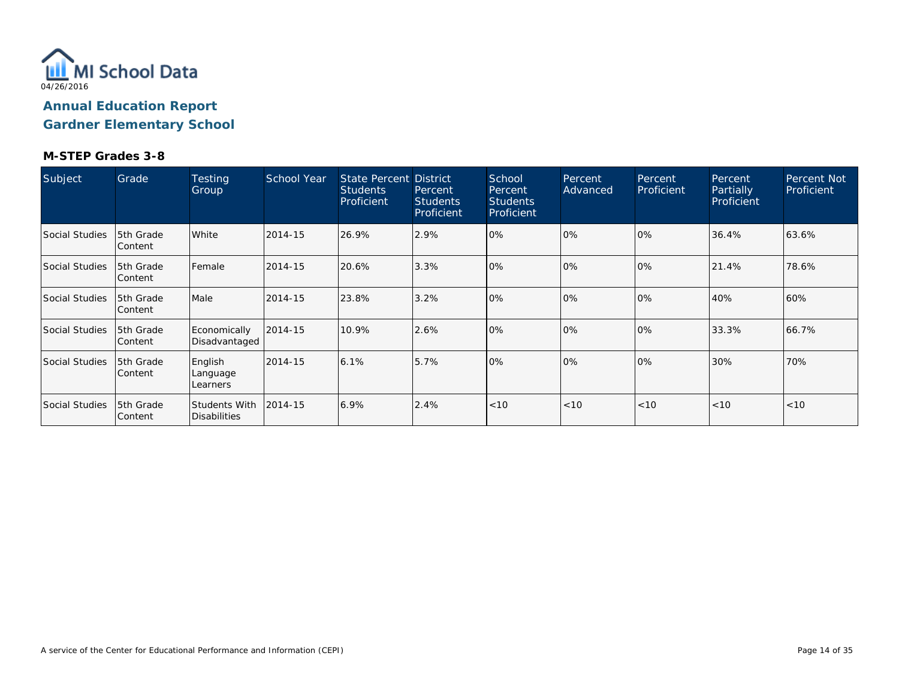MI School Data
04/26/2016

# Annual Education Report
## Gardner Elementary School

### M-STEP Grades 3-8

| Subject | Grade | Testing Group | School Year | State Percent Students Proficient | District Percent Students Proficient | School Percent Students Proficient | Percent Advanced | Percent Proficient | Percent Partially Proficient | Percent Not Proficient |
|---|---|---|---|---|---|---|---|---|---|---|
| Social Studies | 5th Grade Content | White | 2014-15 | 26.9% | 2.9% | 0% | 0% | 0% | 36.4% | 63.6% |
| Social Studies | 5th Grade Content | Female | 2014-15 | 20.6% | 3.3% | 0% | 0% | 0% | 21.4% | 78.6% |
| Social Studies | 5th Grade Content | Male | 2014-15 | 23.8% | 3.2% | 0% | 0% | 0% | 40% | 60% |
| Social Studies | 5th Grade Content | Economically Disadvantaged | 2014-15 | 10.9% | 2.6% | 0% | 0% | 0% | 33.3% | 66.7% |
| Social Studies | 5th Grade Content | English Language Learners | 2014-15 | 6.1% | 5.7% | 0% | 0% | 0% | 30% | 70% |
| Social Studies | 5th Grade Content | Students With Disabilities | 2014-15 | 6.9% | 2.4% | <10 | <10 | <10 | <10 | <10 |

A service of the Center for Educational Performance and Information (CEPI)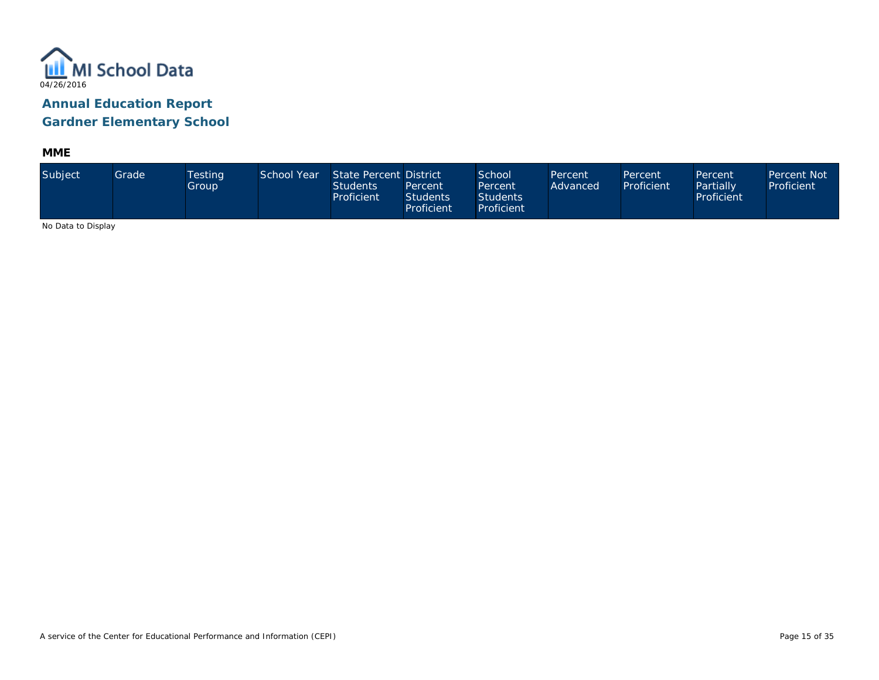04/26/2016

# Annual Education Report

## Gardner Elementary School

### MME

| Subject | Grade | Testing Group | School Year | State Percent Students Proficient | District Percent Students Proficient | School Percent Students Proficient | Percent Advanced | Percent Proficient | Percent Partially Proficient | Percent Not Proficient |
|---|---|---|---|---|---|---|---|---|---|---|

No Data to Display

A service of the Center for Educational Performance and Information (CEPI)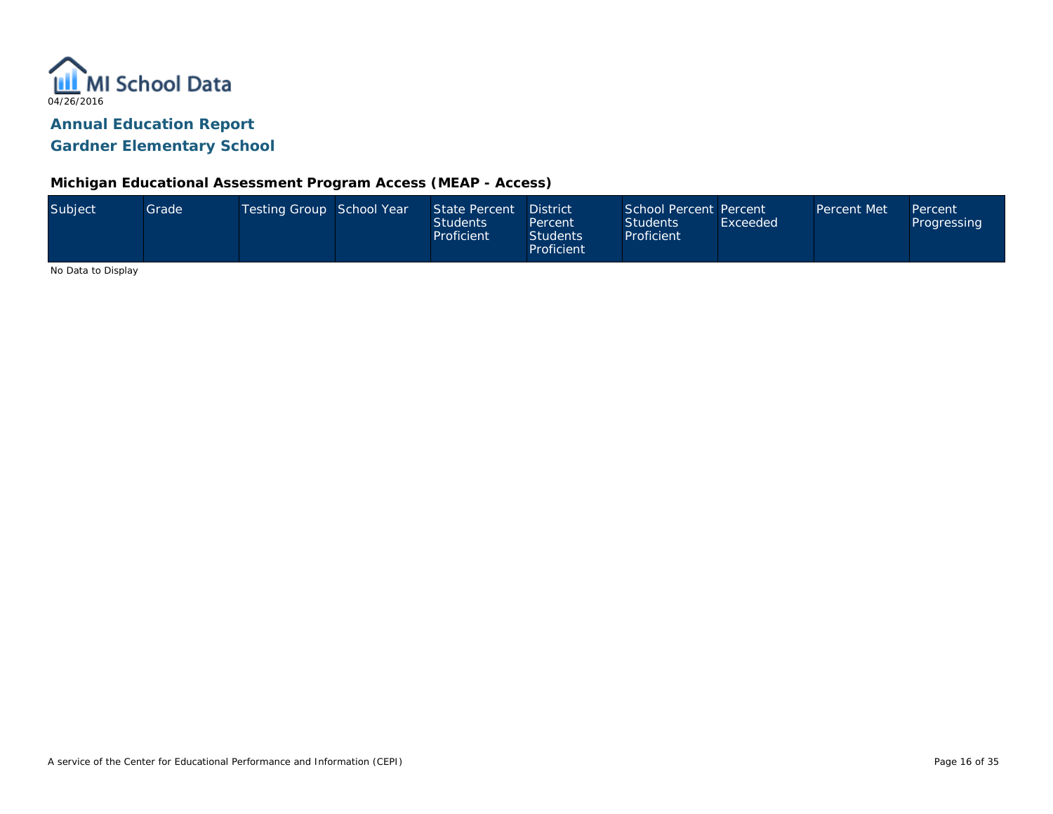MI School Data

04/26/2016

## Annual Education Report
## Gardner Elementary School

### Michigan Educational Assessment Program Access (MEAP - Access)

| Subject | Grade | Testing Group | School Year | State Percent Students Proficient | District Percent Students Proficient | School Percent Students Proficient | Percent Exceeded | Percent Met | Percent Progressing |
|---|---|---|---|---|---|---|---|---|---|

No Data to Display

A service of the Center for Educational Performance and Information (CEPI)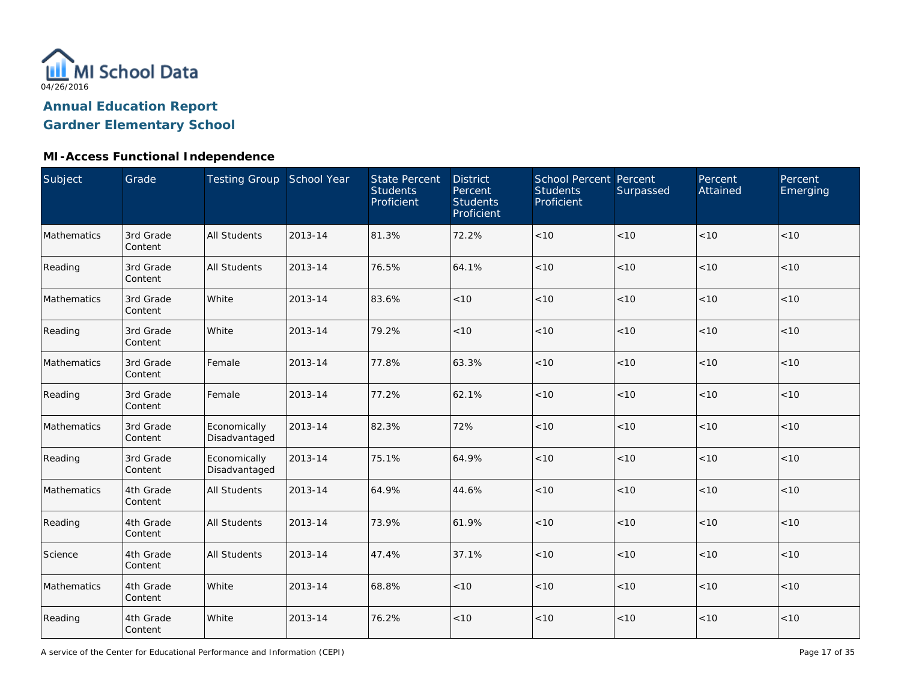MI School Data
04/26/2016

## Annual Education Report
## Gardner Elementary School

### MI-Access Functional Independence

| Subject | Grade | Testing Group | School Year | State Percent Students Proficient | District Percent Students Proficient | School Percent Students Proficient | Percent Surpassed | Percent Attained | Percent Emerging |
|---|---|---|---|---|---|---|---|---|---|
| Mathematics | 3rd Grade Content | All Students | 2013-14 | 81.3% | 72.2% | <10 | <10 | <10 | <10 |
| Reading | 3rd Grade Content | All Students | 2013-14 | 76.5% | 64.1% | <10 | <10 | <10 | <10 |
| Mathematics | 3rd Grade Content | White | 2013-14 | 83.6% | <10 | <10 | <10 | <10 | <10 |
| Reading | 3rd Grade Content | White | 2013-14 | 79.2% | <10 | <10 | <10 | <10 | <10 |
| Mathematics | 3rd Grade Content | Female | 2013-14 | 77.8% | 63.3% | <10 | <10 | <10 | <10 |
| Reading | 3rd Grade Content | Female | 2013-14 | 77.2% | 62.1% | <10 | <10 | <10 | <10 |
| Mathematics | 3rd Grade Content | Economically Disadvantaged | 2013-14 | 82.3% | 72% | <10 | <10 | <10 | <10 |
| Reading | 3rd Grade Content | Economically Disadvantaged | 2013-14 | 75.1% | 64.9% | <10 | <10 | <10 | <10 |
| Mathematics | 4th Grade Content | All Students | 2013-14 | 64.9% | 44.6% | <10 | <10 | <10 | <10 |
| Reading | 4th Grade Content | All Students | 2013-14 | 73.9% | 61.9% | <10 | <10 | <10 | <10 |
| Science | 4th Grade Content | All Students | 2013-14 | 47.4% | 37.1% | <10 | <10 | <10 | <10 |
| Mathematics | 4th Grade Content | White | 2013-14 | 68.8% | <10 | <10 | <10 | <10 | <10 |
| Reading | 4th Grade Content | White | 2013-14 | 76.2% | <10 | <10 | <10 | <10 | <10 |

A service of the Center for Educational Performance and Information (CEPI)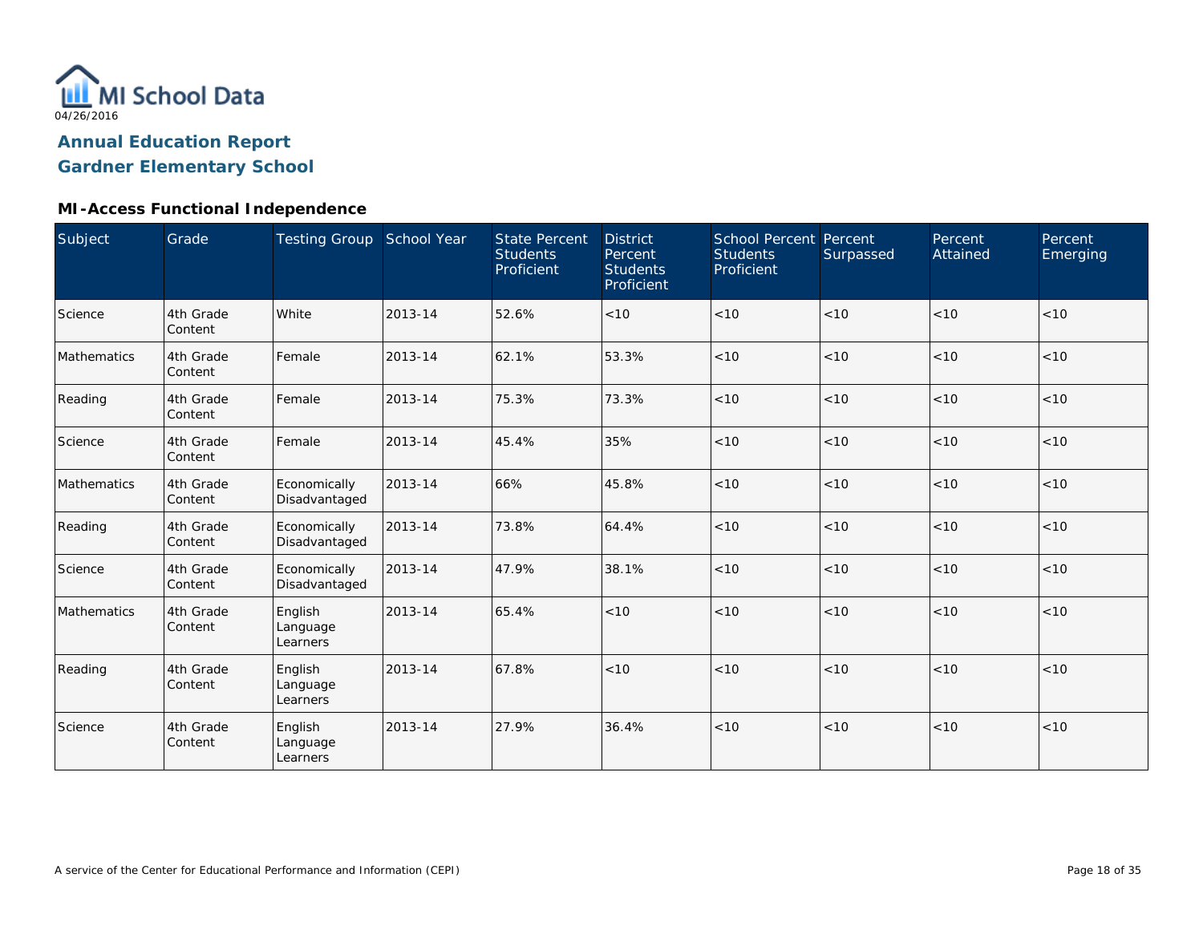MI School Data

04/26/2016

## Annual Education Report
## Gardner Elementary School

### MI-Access Functional Independence

| Subject | Grade | Testing Group | School Year | State Percent Students Proficient | District Percent Students Proficient | School Percent Students Proficient | Percent Surpassed | Percent Attained | Percent Emerging |
|---|---|---|---|---|---|---|---|---|---|
| Science | 4th Grade Content | White | 2013-14 | 52.6% | <10 | <10 | <10 | <10 | <10 |
| Mathematics | 4th Grade Content | Female | 2013-14 | 62.1% | 53.3% | <10 | <10 | <10 | <10 |
| Reading | 4th Grade Content | Female | 2013-14 | 75.3% | 73.3% | <10 | <10 | <10 | <10 |
| Science | 4th Grade Content | Female | 2013-14 | 45.4% | 35% | <10 | <10 | <10 | <10 |
| Mathematics | 4th Grade Content | Economically Disadvantaged | 2013-14 | 66% | 45.8% | <10 | <10 | <10 | <10 |
| Reading | 4th Grade Content | Economically Disadvantaged | 2013-14 | 73.8% | 64.4% | <10 | <10 | <10 | <10 |
| Science | 4th Grade Content | Economically Disadvantaged | 2013-14 | 47.9% | 38.1% | <10 | <10 | <10 | <10 |
| Mathematics | 4th Grade Content | English Language Learners | 2013-14 | 65.4% | <10 | <10 | <10 | <10 | <10 |
| Reading | 4th Grade Content | English Language Learners | 2013-14 | 67.8% | <10 | <10 | <10 | <10 | <10 |
| Science | 4th Grade Content | English Language Learners | 2013-14 | 27.9% | 36.4% | <10 | <10 | <10 | <10 |

A service of the Center for Educational Performance and Information (CEPI)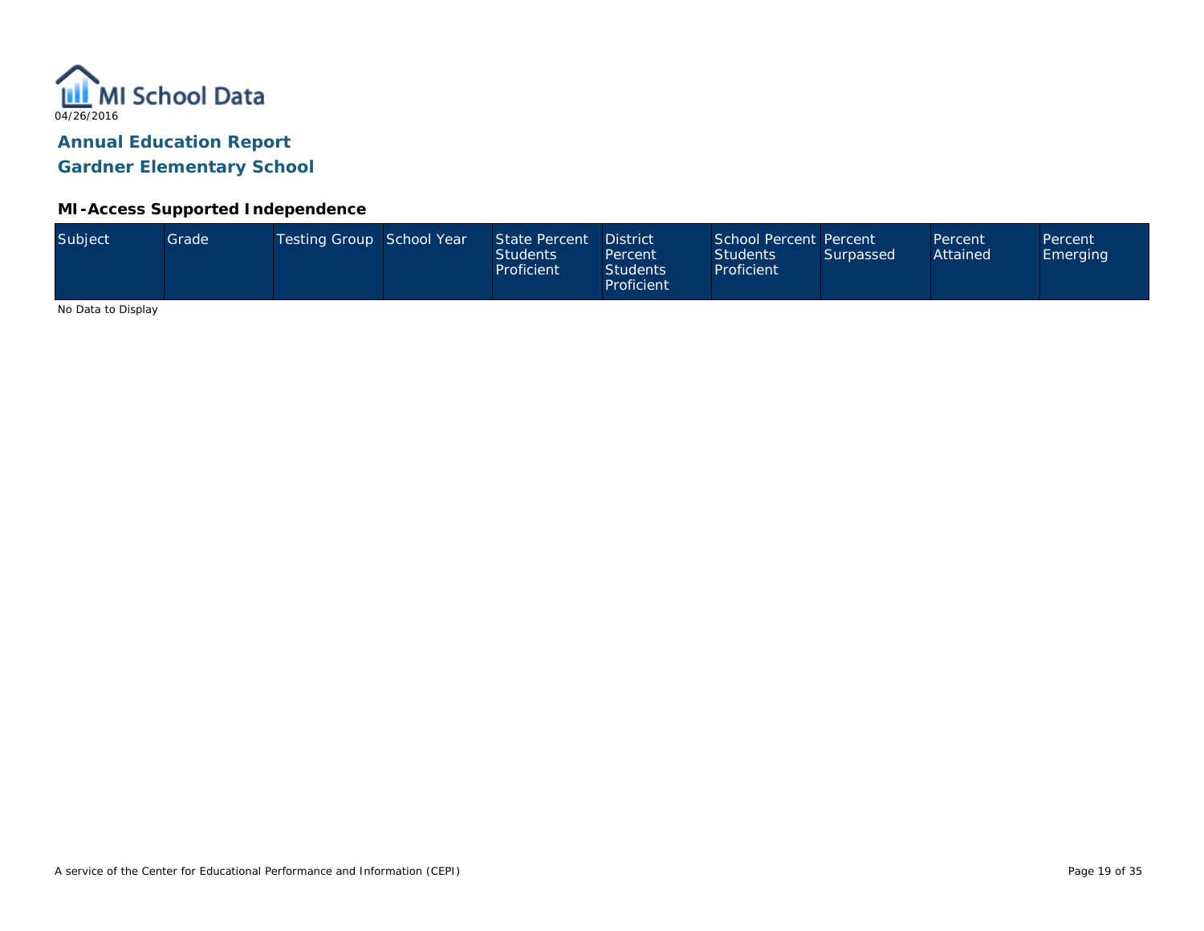MI School Data
04/26/2016

# Annual Education Report

## Gardner Elementary School

### MI-Access Supported Independence

| Subject | Grade | Testing Group | School Year | State Percent Students Proficient | District Percent Students Proficient | School Percent Students Proficient | Percent Surpassed | Percent Attained | Percent Emerging |
|---|---|---|---|---|---|---|---|---|---|

No Data to Display

A service of the Center for Educational Performance and Information (CEPI)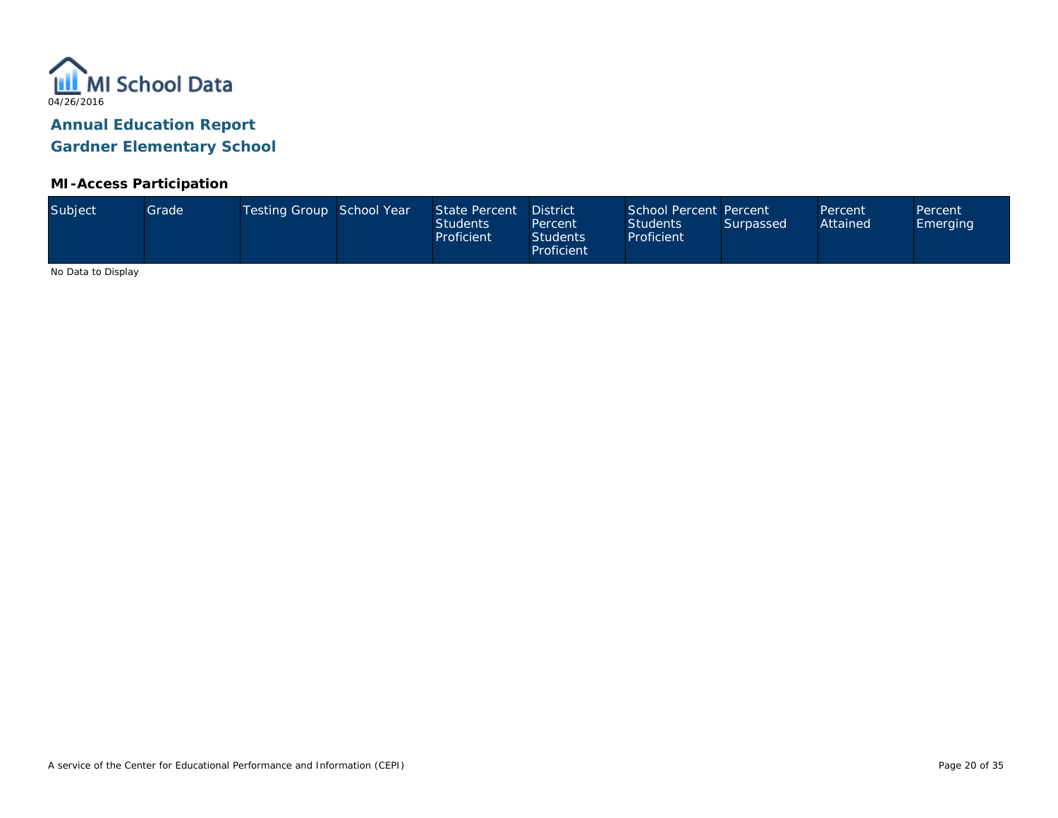MI School Data
04/26/2016

## Annual Education Report
## Gardner Elementary School

### MI-Access Participation

| Subject | Grade | Testing Group | School Year | State Percent Students Proficient | District Percent Students Proficient | School Percent Students Proficient | Percent Surpassed | Percent Attained | Percent Emerging |
|---|---|---|---|---|---|---|---|---|---|

No Data to Display

A service of the Center for Educational Performance and Information (CEPI)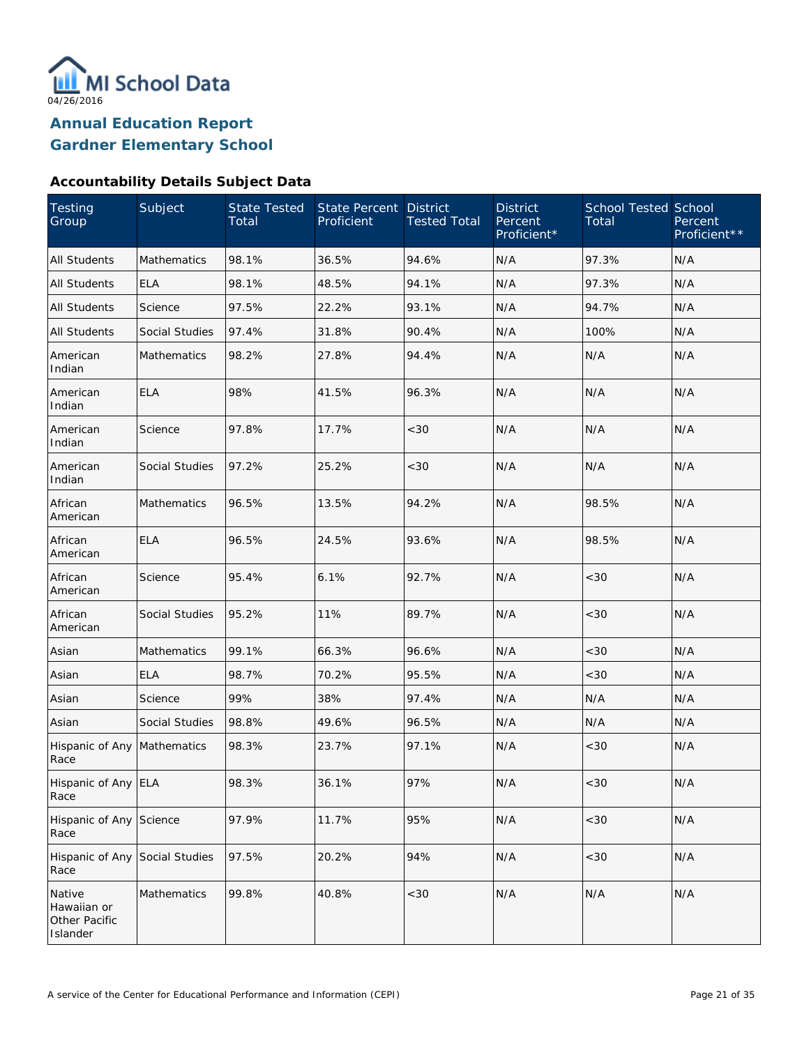MI School Data
04/26/2016

# Annual Education Report
## Gardner Elementary School

### Accountability Details Subject Data

| Testing Group | Subject | State Tested Total | State Percent Proficient | District Tested Total | District Percent Proficient* | School Tested Total | School Percent Proficient** |
|---|---|---|---|---|---|---|---|
| All Students | Mathematics | 98.1% | 36.5% | 94.6% | N/A | 97.3% | N/A |
| All Students | ELA | 98.1% | 48.5% | 94.1% | N/A | 97.3% | N/A |
| All Students | Science | 97.5% | 22.2% | 93.1% | N/A | 94.7% | N/A |
| All Students | Social Studies | 97.4% | 31.8% | 90.4% | N/A | 100% | N/A |
| American Indian | Mathematics | 98.2% | 27.8% | 94.4% | N/A | N/A | N/A |
| American Indian | ELA | 98% | 41.5% | 96.3% | N/A | N/A | N/A |
| American Indian | Science | 97.8% | 17.7% | <30 | N/A | N/A | N/A |
| American Indian | Social Studies | 97.2% | 25.2% | <30 | N/A | N/A | N/A |
| African American | Mathematics | 96.5% | 13.5% | 94.2% | N/A | 98.5% | N/A |
| African American | ELA | 96.5% | 24.5% | 93.6% | N/A | 98.5% | N/A |
| African American | Science | 95.4% | 6.1% | 92.7% | N/A | <30 | N/A |
| African American | Social Studies | 95.2% | 11% | 89.7% | N/A | <30 | N/A |
| Asian | Mathematics | 99.1% | 66.3% | 96.6% | N/A | <30 | N/A |
| Asian | ELA | 98.7% | 70.2% | 95.5% | N/A | <30 | N/A |
| Asian | Science | 99% | 38% | 97.4% | N/A | N/A | N/A |
| Asian | Social Studies | 98.8% | 49.6% | 96.5% | N/A | N/A | N/A |
| Hispanic of Any Race | Mathematics | 98.3% | 23.7% | 97.1% | N/A | <30 | N/A |
| Hispanic of Any Race | ELA | 98.3% | 36.1% | 97% | N/A | <30 | N/A |
| Hispanic of Any Race | Science | 97.9% | 11.7% | 95% | N/A | <30 | N/A |
| Hispanic of Any Race | Social Studies | 97.5% | 20.2% | 94% | N/A | <30 | N/A |
| Native Hawaiian or Other Pacific Islander | Mathematics | 99.8% | 40.8% | <30 | N/A | N/A | N/A |

A service of the Center for Educational Performance and Information (CEPI)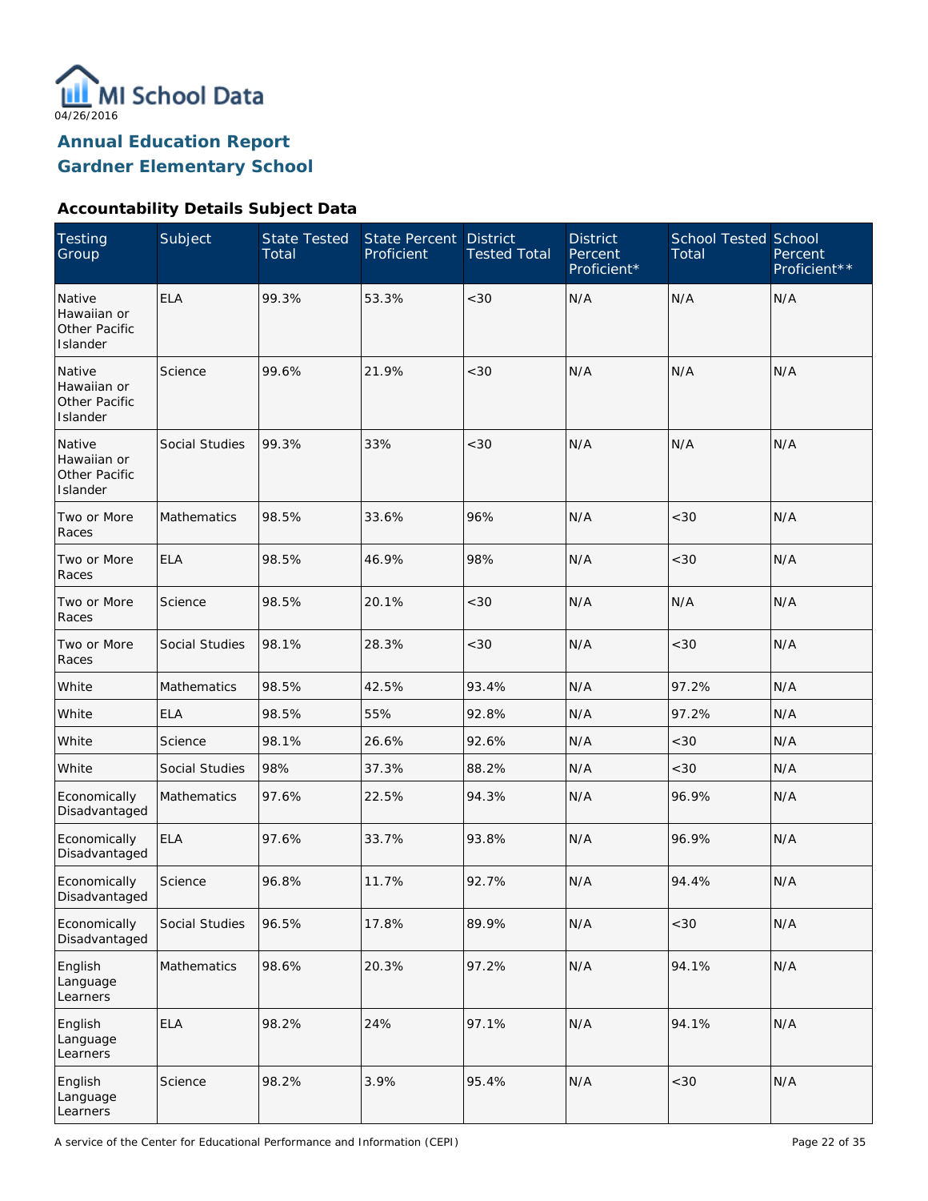04/26/2016

# Annual Education Report
## Gardner Elementary School

### Accountability Details Subject Data

| Testing Group | Subject | State Tested Total | State Percent Proficient | District Tested Total | District Percent Proficient* | School Tested Total | School Percent Proficient** |
|---|---|---|---|---|---|---|---|
| Native Hawaiian or Other Pacific Islander | ELA | 99.3% | 53.3% | <30 | N/A | N/A | N/A |
| Native Hawaiian or Other Pacific Islander | Science | 99.6% | 21.9% | <30 | N/A | N/A | N/A |
| Native Hawaiian or Other Pacific Islander | Social Studies | 99.3% | 33% | <30 | N/A | N/A | N/A |
| Two or More Races | Mathematics | 98.5% | 33.6% | 96% | N/A | <30 | N/A |
| Two or More Races | ELA | 98.5% | 46.9% | 98% | N/A | <30 | N/A |
| Two or More Races | Science | 98.5% | 20.1% | <30 | N/A | N/A | N/A |
| Two or More Races | Social Studies | 98.1% | 28.3% | <30 | N/A | <30 | N/A |
| White | Mathematics | 98.5% | 42.5% | 93.4% | N/A | 97.2% | N/A |
| White | ELA | 98.5% | 55% | 92.8% | N/A | 97.2% | N/A |
| White | Science | 98.1% | 26.6% | 92.6% | N/A | <30 | N/A |
| White | Social Studies | 98% | 37.3% | 88.2% | N/A | <30 | N/A |
| Economically Disadvantaged | Mathematics | 97.6% | 22.5% | 94.3% | N/A | 96.9% | N/A |
| Economically Disadvantaged | ELA | 97.6% | 33.7% | 93.8% | N/A | 96.9% | N/A |
| Economically Disadvantaged | Science | 96.8% | 11.7% | 92.7% | N/A | 94.4% | N/A |
| Economically Disadvantaged | Social Studies | 96.5% | 17.8% | 89.9% | N/A | <30 | N/A |
| English Language Learners | Mathematics | 98.6% | 20.3% | 97.2% | N/A | 94.1% | N/A |
| English Language Learners | ELA | 98.2% | 24% | 97.1% | N/A | 94.1% | N/A |
| English Language Learners | Science | 98.2% | 3.9% | 95.4% | N/A | <30 | N/A |

A service of the Center for Educational Performance and Information (CEPI)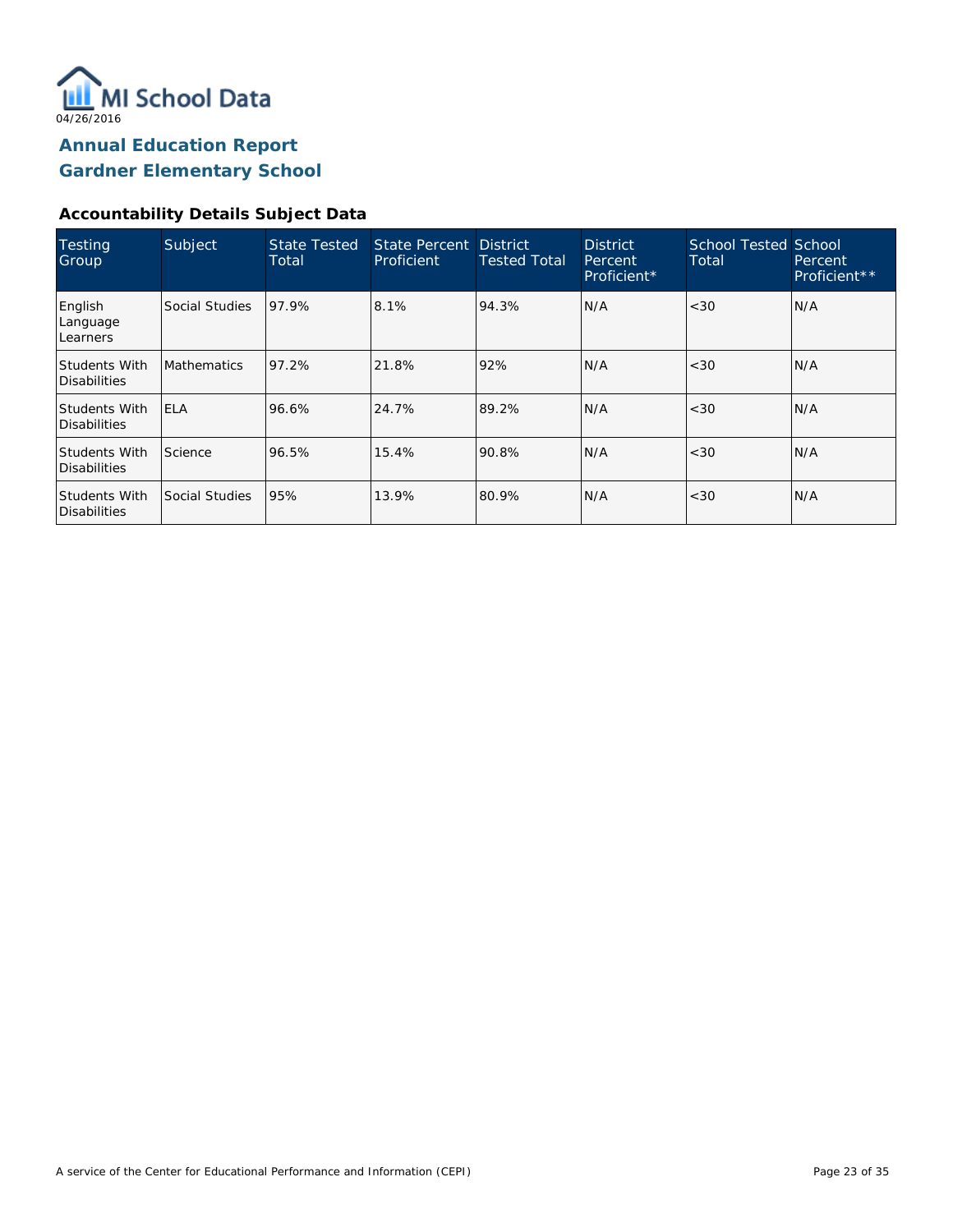MI School Data

04/26/2016

## Annual Education Report
## Gardner Elementary School

### Accountability Details Subject Data

| Testing Group | Subject | State Tested Total | State Percent Proficient | District Tested Total | District Percent Proficient* | School Tested Total | School Percent Proficient** |
|---|---|---|---|---|---|---|---|
| English Language Learners | Social Studies | 97.9% | 8.1% | 94.3% | N/A | <30 | N/A |
| Students With Disabilities | Mathematics | 97.2% | 21.8% | 92% | N/A | <30 | N/A |
| Students With Disabilities | ELA | 96.6% | 24.7% | 89.2% | N/A | <30 | N/A |
| Students With Disabilities | Science | 96.5% | 15.4% | 90.8% | N/A | <30 | N/A |
| Students With Disabilities | Social Studies | 95% | 13.9% | 80.9% | N/A | <30 | N/A |

A service of the Center for Educational Performance and Information (CEPI)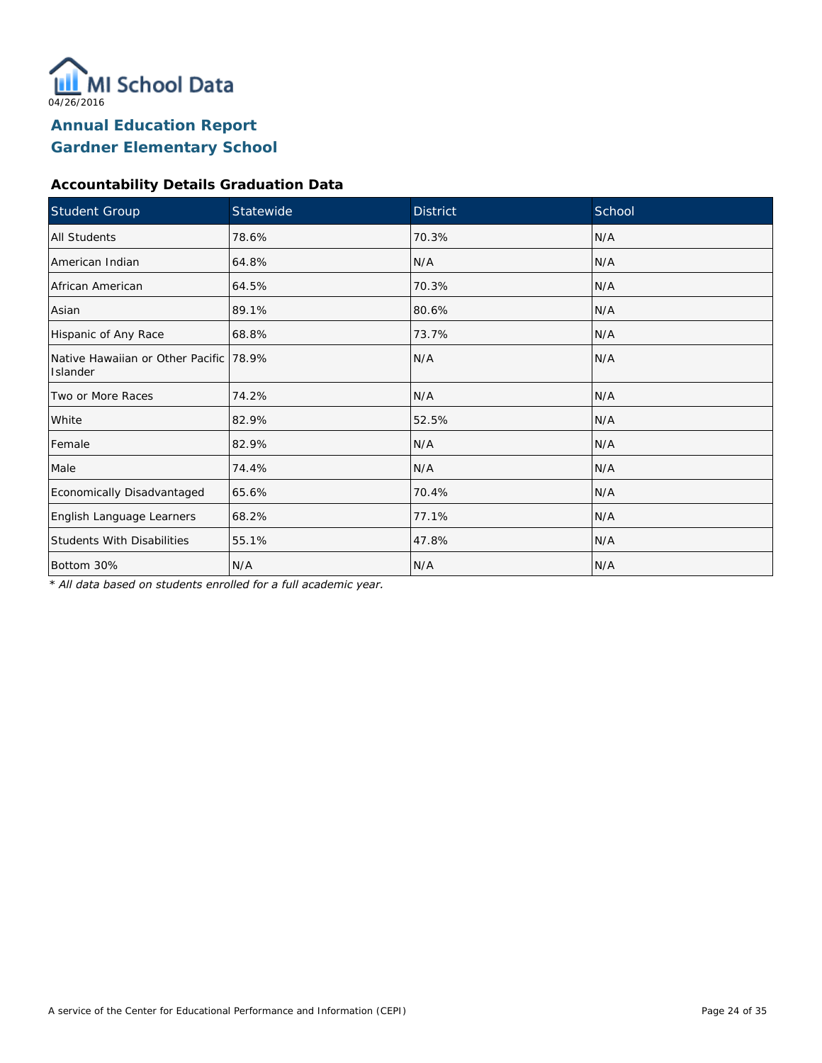MI School Data

04/26/2016

# Annual Education Report
# Gardner Elementary School

### Accountability Details Graduation Data

| Student Group | Statewide | District | School |
|---|---|---|---|
| All Students | 78.6% | 70.3% | N/A |
| American Indian | 64.8% | N/A | N/A |
| African American | 64.5% | 70.3% | N/A |
| Asian | 89.1% | 80.6% | N/A |
| Hispanic of Any Race | 68.8% | 73.7% | N/A |
| Native Hawaiian or Other Pacific Islander | 78.9% | N/A | N/A |
| Two or More Races | 74.2% | N/A | N/A |
| White | 82.9% | 52.5% | N/A |
| Female | 82.9% | N/A | N/A |
| Male | 74.4% | N/A | N/A |
| Economically Disadvantaged | 65.6% | 70.4% | N/A |
| English Language Learners | 68.2% | 77.1% | N/A |
| Students With Disabilities | 55.1% | 47.8% | N/A |
| Bottom 30% | N/A | N/A | N/A |

*\* All data based on students enrolled for a full academic year.*

A service of the Center for Educational Performance and Information (CEPI)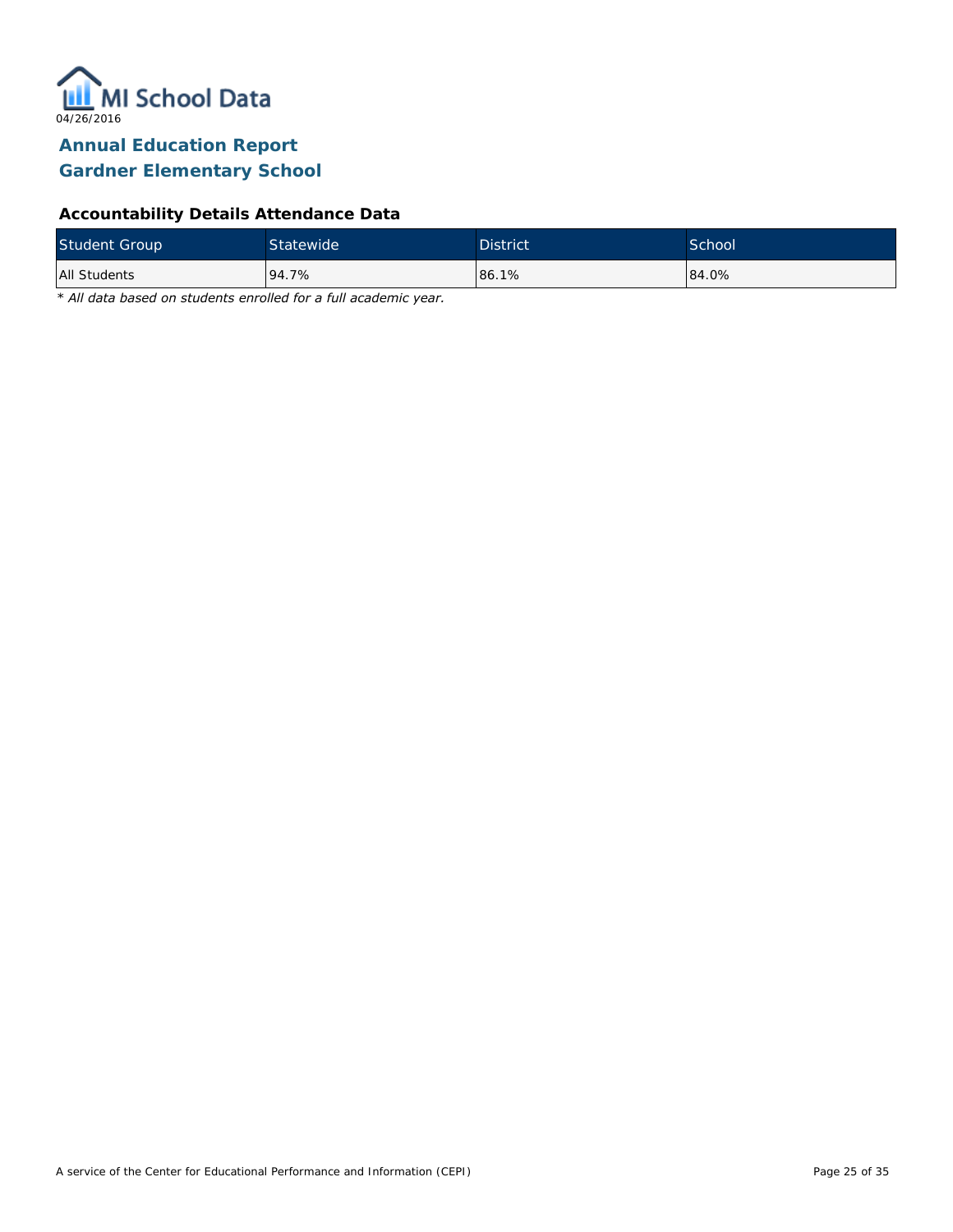MI School Data

04/26/2016

# Annual Education Report
# Gardner Elementary School

### Accountability Details Attendance Data

| Student Group | Statewide | District | School |
|---|---|---|---|
| All Students | 94.7% | 86.1% | 84.0% |

*\* All data based on students enrolled for a full academic year.*

A service of the Center for Educational Performance and Information (CEPI)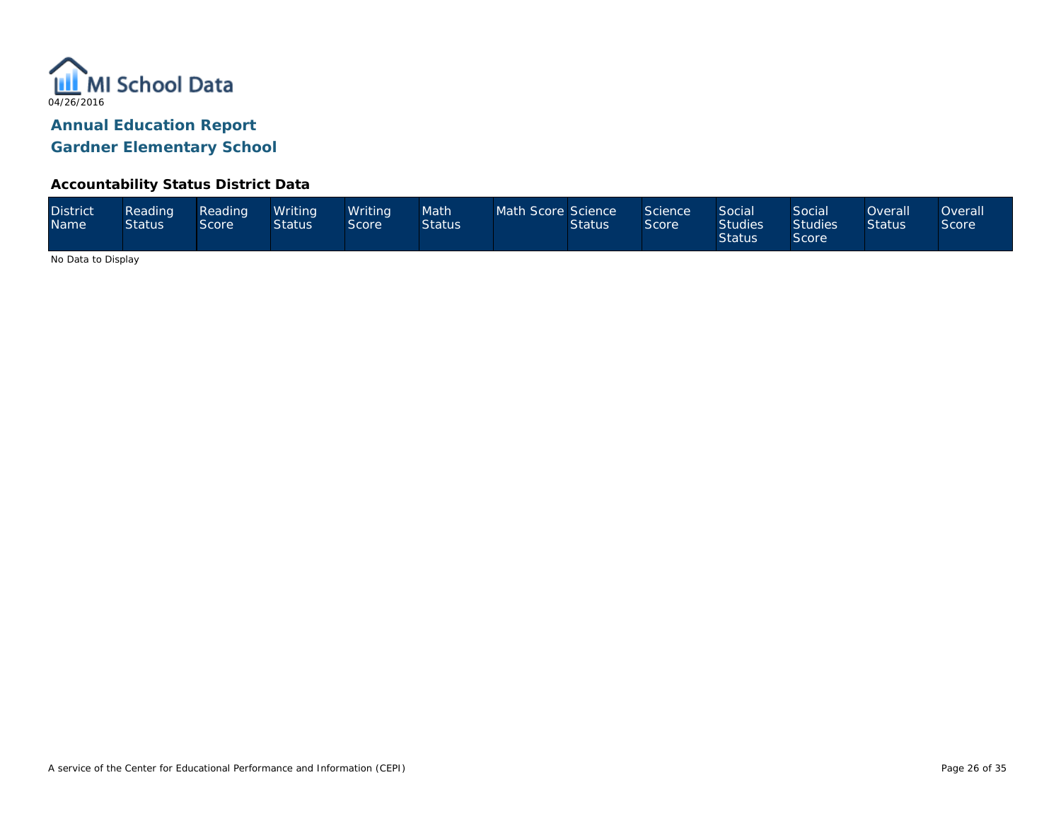MI School Data

04/26/2016

## Annual Education Report

## Gardner Elementary School

### Accountability Status District Data

| District Name | Reading Status | Reading Score | Writing Status | Writing Score | Math Status | Math Score | Science Status | Science Score | Social Studies Status | Social Studies Score | Overall Status | Overall Score |
|---|---|---|---|---|---|---|---|---|---|---|---|---|

No Data to Display

A service of the Center for Educational Performance and Information (CEPI)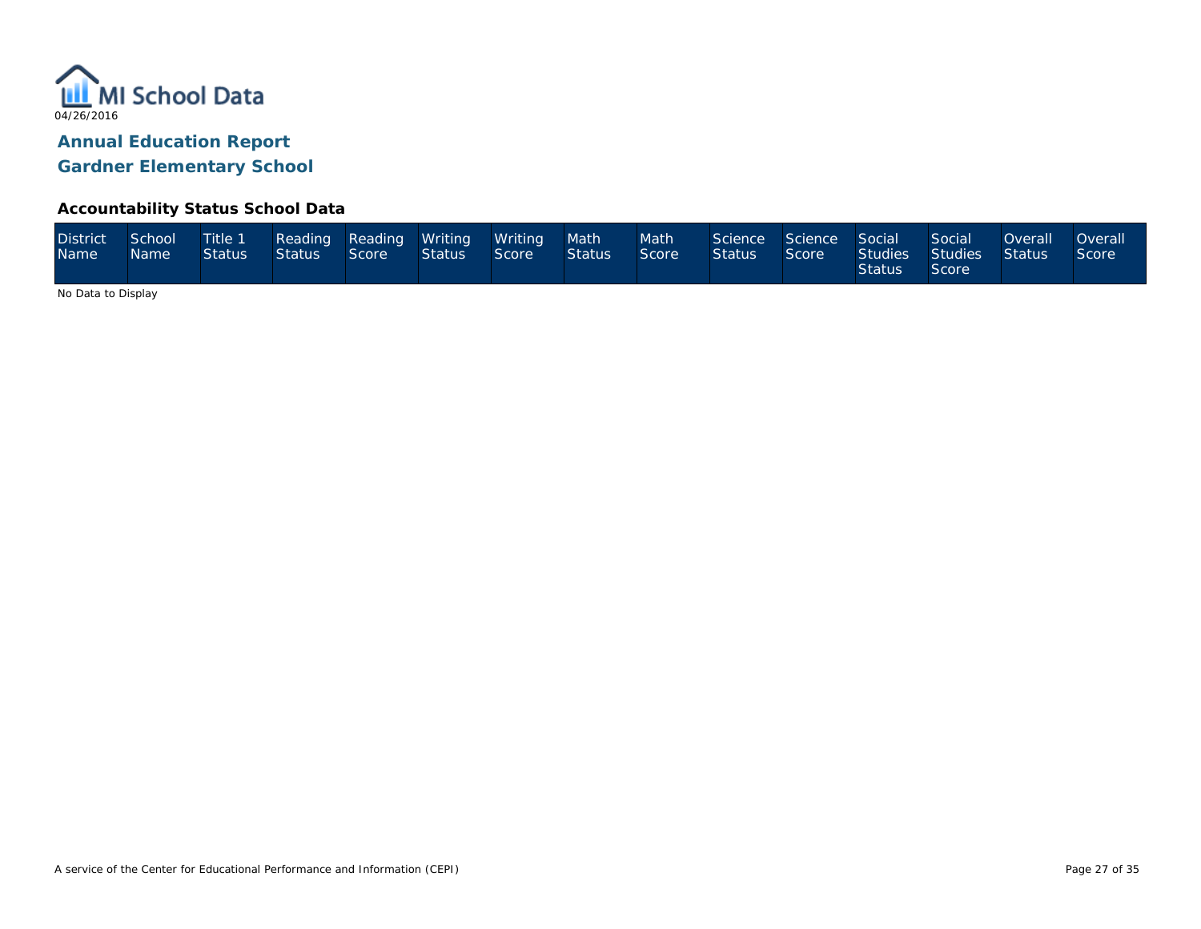MI School Data

04/26/2016

## Annual Education Report

## Gardner Elementary School

### Accountability Status School Data

| District Name | School Name | Title 1 Status | Reading Status | Reading Score | Writing Status | Writing Score | Math Status | Math Score | Science Status | Science Score | Social Studies Status | Social Studies Score | Overall Status | Overall Score |
|---|---|---|---|---|---|---|---|---|---|---|---|---|---|---|

No Data to Display

A service of the Center for Educational Performance and Information (CEPI)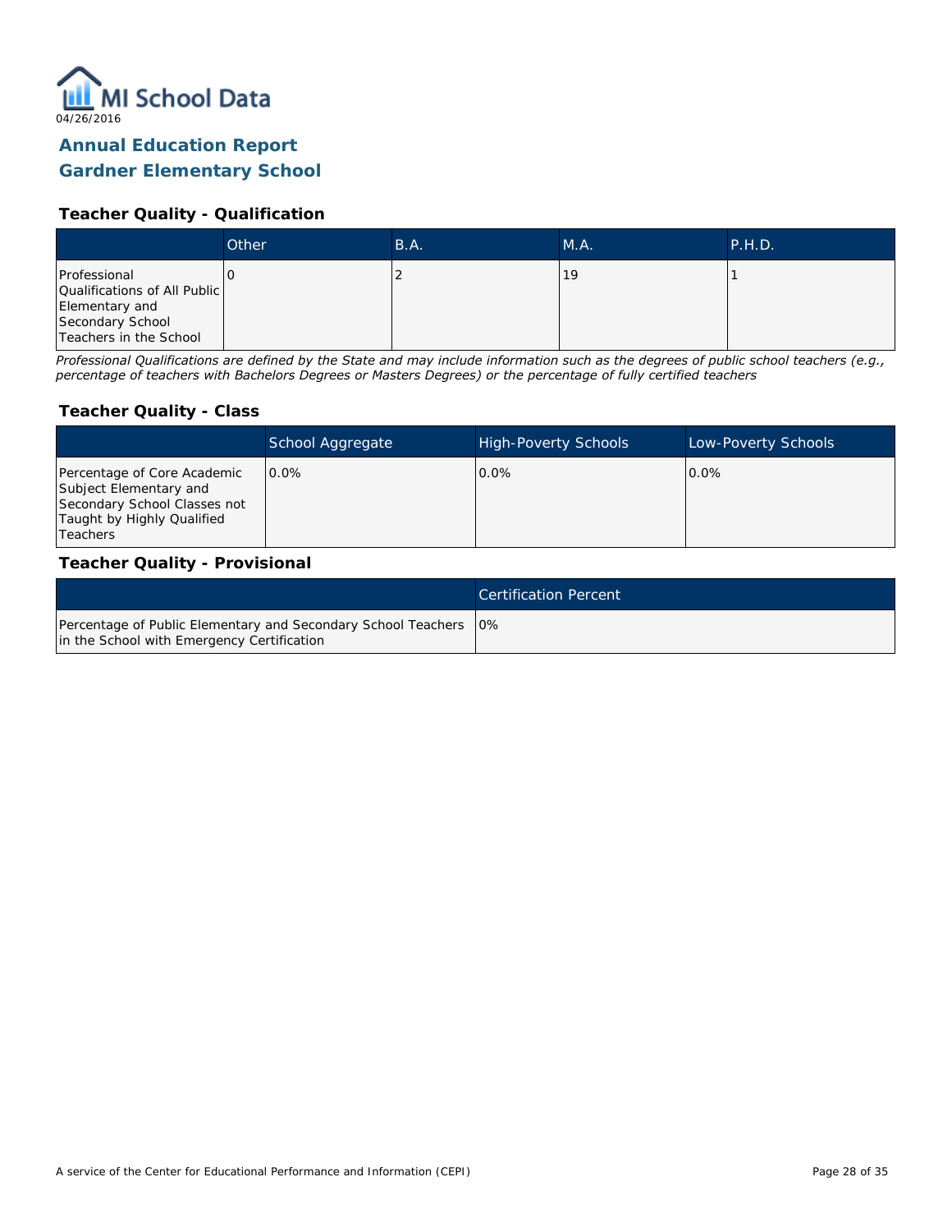MI School Data

04/26/2016

# Annual Education Report
# Gardner Elementary School

### Teacher Quality - Qualification

| | Other | B.A. | M.A. | P.H.D. |
|---|---|---|---|---|
| Professional Qualifications of All Public Elementary and Secondary School Teachers in the School | 0 | 2 | 19 | 1 |

*Professional Qualifications are defined by the State and may include information such as the degrees of public school teachers (e.g., percentage of teachers with Bachelors Degrees or Masters Degrees) or the percentage of fully certified teachers*

### Teacher Quality - Class

| | School Aggregate | High-Poverty Schools | Low-Poverty Schools |
|---|---|---|---|
| Percentage of Core Academic Subject Elementary and Secondary School Classes not Taught by Highly Qualified Teachers | 0.0% | 0.0% | 0.0% |

### Teacher Quality - Provisional

| | Certification Percent |
|---|---|
| Percentage of Public Elementary and Secondary School Teachers in the School with Emergency Certification | 0% |

A service of the Center for Educational Performance and Information (CEPI)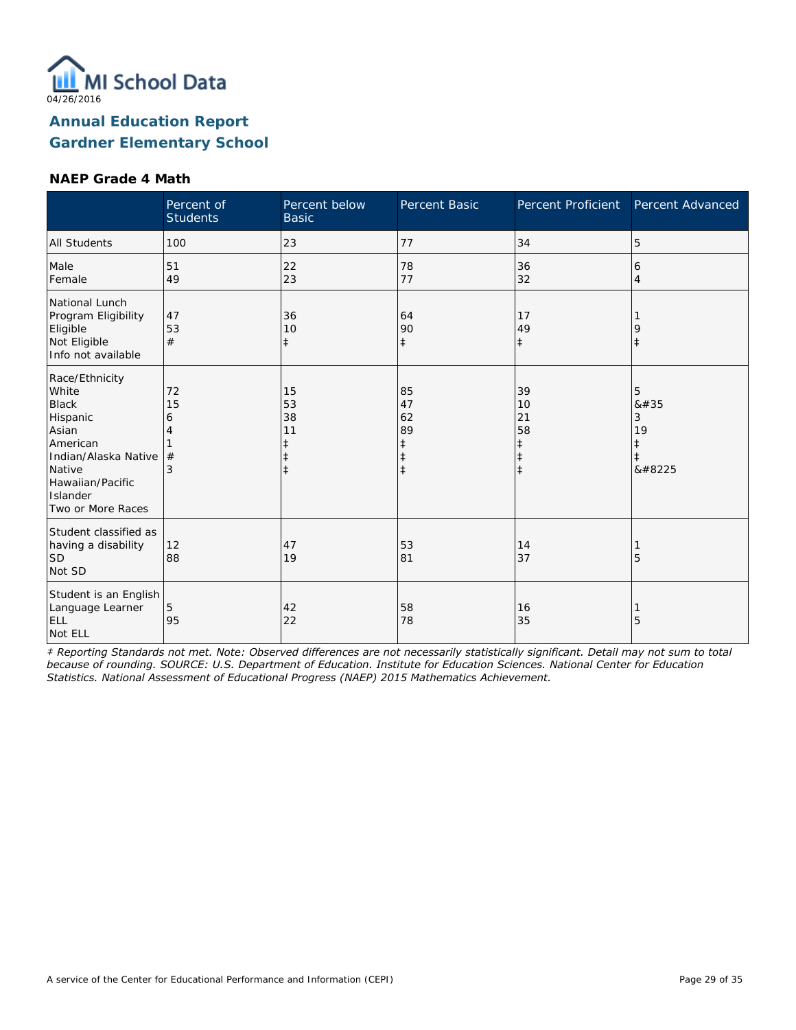04/26/2016

# Annual Education Report
## Gardner Elementary School

### NAEP Grade 4 Math

| | Percent of Students | Percent below Basic | Percent Basic | Percent Proficient | Percent Advanced |
|---|---|---|---|---|---|
| All Students | 100 | 23 | 77 | 34 | 5 |
| Male | 51 | 22 | 78 | 36 | 6 |
| Female | 49 | 23 | 77 | 32 | 4 |
| National Lunch Program Eligibility | | | | | |
| Eligible | 47 | 36 | 64 | 17 | 1 |
| Not Eligible | 53 | 10 | 90 | 49 | 9 |
| Info not available | # | ‡ | ‡ | ‡ | ‡ |
| Race/Ethnicity | | | | | |
| White | 72 | 15 | 85 | 39 | 5 |
| Black | 15 | 53 | 47 | 10 | &#35 |
| Hispanic | 6 | 38 | 62 | 21 | 3 |
| Asian | 4 | 11 | 89 | 58 | 19 |
| American Indian/Alaska Native | 1 | ‡ | ‡ | ‡ | ‡ |
| Native Hawaiian/Pacific Islander | # | ‡ | ‡ | ‡ | ‡ |
| Two or More Races | 3 | ‡ | ‡ | ‡ | &#8225 |
| Student classified as having a disability | | | | | |
| SD | 12 | 47 | 53 | 14 | 1 |
| Not SD | 88 | 19 | 81 | 37 | 5 |
| Student is an English Language Learner | | | | | |
| ELL | 5 | 42 | 58 | 16 | 1 |
| Not ELL | 95 | 22 | 78 | 35 | 5 |

*‡ Reporting Standards not met. Note: Observed differences are not necessarily statistically significant. Detail may not sum to total because of rounding. SOURCE: U.S. Department of Education. Institute for Education Sciences. National Center for Education Statistics. National Assessment of Educational Progress (NAEP) 2015 Mathematics Achievement.*

A service of the Center for Educational Performance and Information (CEPI)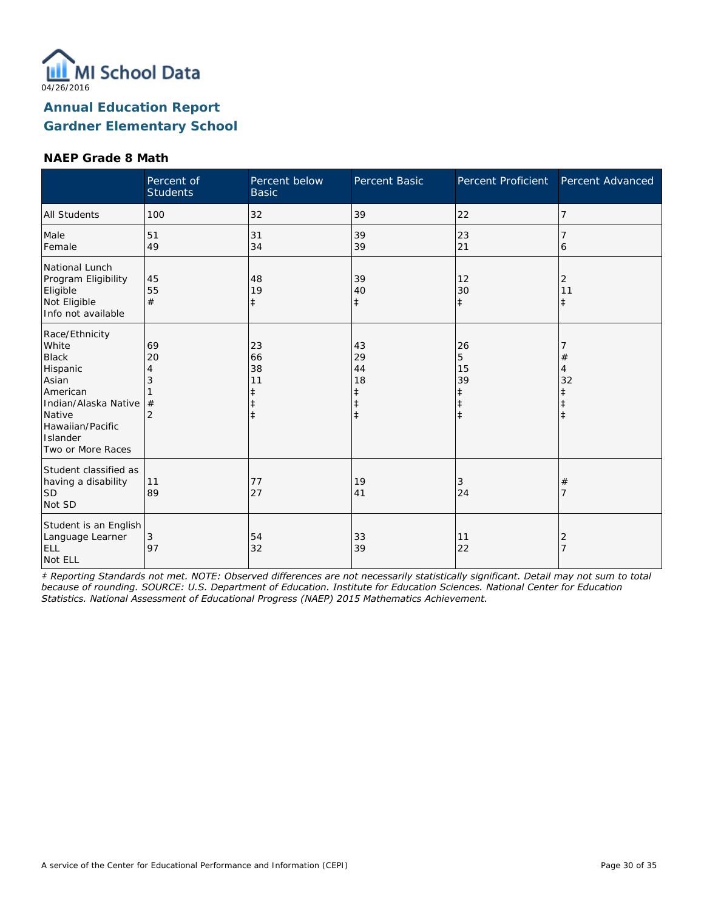04/26/2016

# Annual Education Report
# Gardner Elementary School

### NAEP Grade 8 Math

| | Percent of Students | Percent below Basic | Percent Basic | Percent Proficient | Percent Advanced |
|---|---|---|---|---|---|
| All Students | 100 | 32 | 39 | 22 | 7 |
| Male | 51 | 31 | 39 | 23 | 7 |
| Female | 49 | 34 | 39 | 21 | 6 |
| National Lunch Program Eligibility | | | | | |
| Eligible | 45 | 48 | 39 | 12 | 2 |
| Not Eligible | 55 | 19 | 40 | 30 | 11 |
| Info not available | # | ‡ | ‡ | ‡ | ‡ |
| Race/Ethnicity | | | | | |
| White | 69 | 23 | 43 | 26 | 7 |
| Black | 20 | 66 | 29 | 5 | # |
| Hispanic | 4 | 38 | 44 | 15 | 4 |
| Asian | 3 | 11 | 18 | 39 | 32 |
| American Indian/Alaska Native | 1 | ‡ | ‡ | ‡ | ‡ |
| Native Hawaiian/Pacific Islander | # | ‡ | ‡ | ‡ | ‡ |
| Two or More Races | 2 | ‡ | ‡ | ‡ | ‡ |
| Student classified as having a disability | | | | | |
| SD | 11 | 77 | 19 | 3 | # |
| Not SD | 89 | 27 | 41 | 24 | 7 |
| Student is an English Language Learner | | | | | |
| ELL | 3 | 54 | 33 | 11 | 2 |
| Not ELL | 97 | 32 | 39 | 22 | 7 |

*‡ Reporting Standards not met. NOTE: Observed differences are not necessarily statistically significant. Detail may not sum to total because of rounding. SOURCE: U.S. Department of Education. Institute for Education Sciences. National Center for Education Statistics. National Assessment of Educational Progress (NAEP) 2015 Mathematics Achievement.*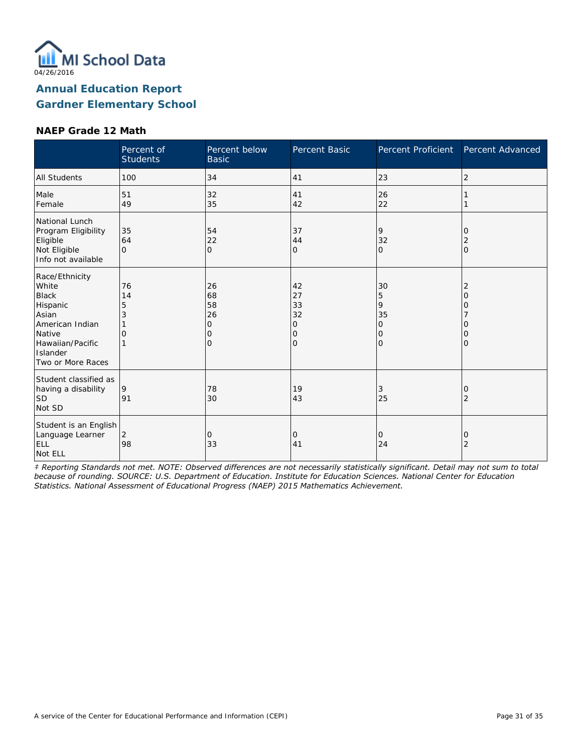MI School Data

04/26/2016

## Annual Education Report
## Gardner Elementary School

### NAEP Grade 12 Math

| | Percent of Students | Percent below Basic | Percent Basic | Percent Proficient | Percent Advanced |
|---|---|---|---|---|---|
| All Students | 100 | 34 | 41 | 23 | 2 |
| Male | 51 | 32 | 41 | 26 | 1 |
| Female | 49 | 35 | 42 | 22 | 1 |
| National Lunch Program Eligibility | | | | | |
| Eligible | 35 | 54 | 37 | 9 | 0 |
| Not Eligible | 64 | 22 | 44 | 32 | 2 |
| Info not available | 0 | 0 | 0 | 0 | 0 |
| Race/Ethnicity | | | | | |
| White | 76 | 26 | 42 | 30 | 2 |
| Black | 14 | 68 | 27 | 5 | 0 |
| Hispanic | 5 | 58 | 33 | 9 | 0 |
| Asian | 3 | 26 | 32 | 35 | 7 |
| American Indian | 1 | 0 | 0 | 0 | 0 |
| Native Hawaiian/Pacific Islander | 0 | 0 | 0 | 0 | 0 |
| Two or More Races | 1 | 0 | 0 | 0 | 0 |
| Student classified as having a disability | | | | | |
| SD | 9 | 78 | 19 | 3 | 0 |
| Not SD | 91 | 30 | 43 | 25 | 2 |
| Student is an English Language Learner | | | | | |
| ELL | 2 | 0 | 0 | 0 | 0 |
| Not ELL | 98 | 33 | 41 | 24 | 2 |

*‡ Reporting Standards not met. NOTE: Observed differences are not necessarily statistically significant. Detail may not sum to total because of rounding. SOURCE: U.S. Department of Education. Institute for Education Sciences. National Center for Education Statistics. National Assessment of Educational Progress (NAEP) 2015 Mathematics Achievement.*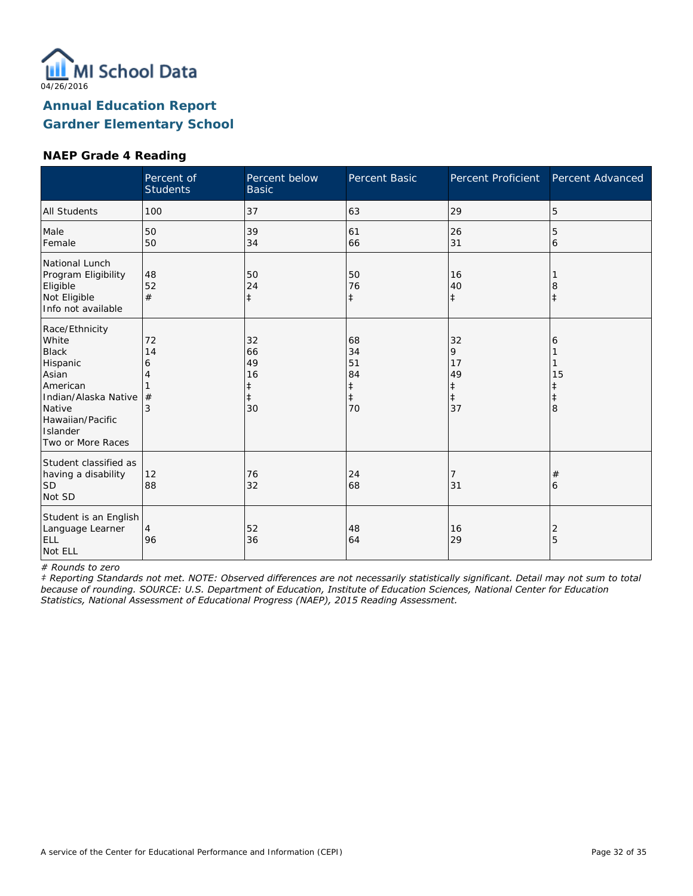MI School Data

04/26/2016

## Annual Education Report
## Gardner Elementary School

### NAEP Grade 4 Reading

| | Percent of Students | Percent below Basic | Percent Basic | Percent Proficient | Percent Advanced |
|---|---|---|---|---|---|
| All Students | 100 | 37 | 63 | 29 | 5 |
| Male | 50 | 39 | 61 | 26 | 5 |
| Female | 50 | 34 | 66 | 31 | 6 |
| **National Lunch Program Eligibility** | | | | | |
| Eligible | 48 | 50 | 50 | 16 | 1 |
| Not Eligible | 52 | 24 | 76 | 40 | 8 |
| Info not available | # | ‡ | ‡ | ‡ | ‡ |
| **Race/Ethnicity** | | | | | |
| White | 72 | 32 | 68 | 32 | 6 |
| Black | 14 | 66 | 34 | 9 | 1 |
| Hispanic | 6 | 49 | 51 | 17 | 1 |
| Asian | 4 | 16 | 84 | 49 | 15 |
| American Indian/Alaska Native | 1 | ‡ | ‡ | ‡ | ‡ |
| Native Hawaiian/Pacific Islander | # | ‡ | ‡ | ‡ | ‡ |
| Two or More Races | 3 | 30 | 70 | 37 | 8 |
| **Student classified as having a disability** | | | | | |
| SD | 12 | 76 | 24 | 7 | # |
| Not SD | 88 | 32 | 68 | 31 | 6 |
| **Student is an English Language Learner** | | | | | |
| ELL | 4 | 52 | 48 | 16 | 2 |
| Not ELL | 96 | 36 | 64 | 29 | 5 |

*# Rounds to zero*

*‡ Reporting Standards not met. NOTE: Observed differences are not necessarily statistically significant. Detail may not sum to total because of rounding. SOURCE: U.S. Department of Education, Institute of Education Sciences, National Center for Education Statistics, National Assessment of Educational Progress (NAEP), 2015 Reading Assessment.*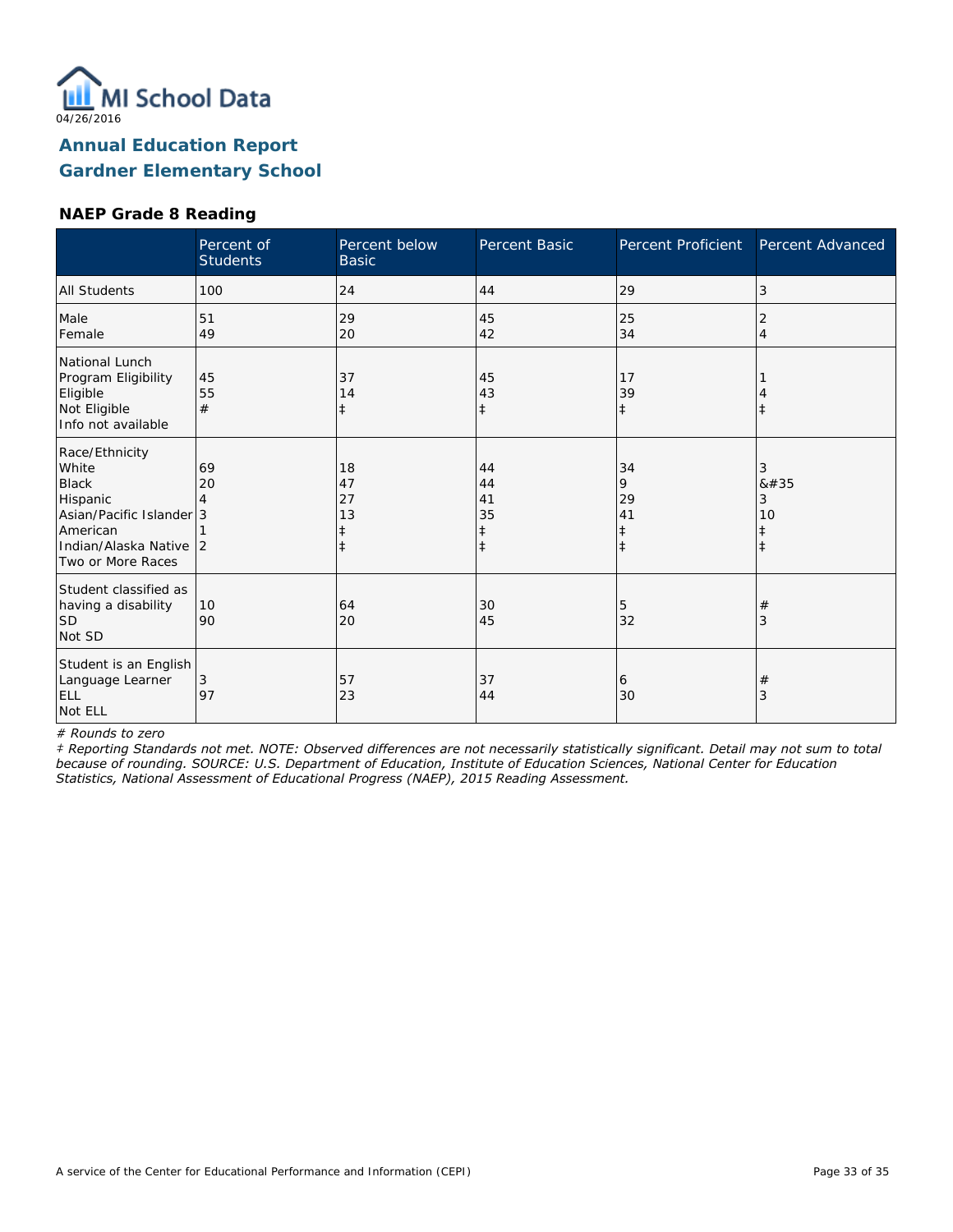MI School Data
04/26/2016

## Annual Education Report
## Gardner Elementary School

### NAEP Grade 8 Reading

| | Percent of Students | Percent below Basic | Percent Basic | Percent Proficient | Percent Advanced |
|---|---|---|---|---|---|
| All Students | 100 | 24 | 44 | 29 | 3 |
| Male<br>Female | 51<br>49 | 29<br>20 | 45<br>42 | 25<br>34 | 2<br>4 |
| National Lunch Program Eligibility<br>Eligible<br>Not Eligible<br>Info not available | 45<br>55<br># | 37<br>14<br>‡ | 45<br>43<br>‡ | 17<br>39<br>‡ | 1<br>4<br>‡ |
| Race/Ethnicity<br>White<br>Black<br>Hispanic<br>Asian/Pacific Islander<br>American Indian/Alaska Native<br>Two or More Races | 69<br>20<br>4<br>3<br>1<br>2 | 18<br>47<br>27<br>13<br>‡<br>‡ | 44<br>44<br>41<br>35<br>‡<br>‡ | 34<br>9<br>29<br>41<br>‡<br>‡ | 3<br>&#35<br>3<br>10<br>‡<br>‡ |
| Student classified as having a disability<br>SD<br>Not SD | 10<br>90 | 64<br>20 | 30<br>45 | 5<br>32 | #<br>3 |
| Student is an English Language Learner<br>ELL<br>Not ELL | 3<br>97 | 57<br>23 | 37<br>44 | 6<br>30 | #<br>3 |

*# Rounds to zero*

*‡ Reporting Standards not met. NOTE: Observed differences are not necessarily statistically significant. Detail may not sum to total because of rounding. SOURCE: U.S. Department of Education, Institute of Education Sciences, National Center for Education Statistics, National Assessment of Educational Progress (NAEP), 2015 Reading Assessment.*

A service of the Center for Educational Performance and Information (CEPI)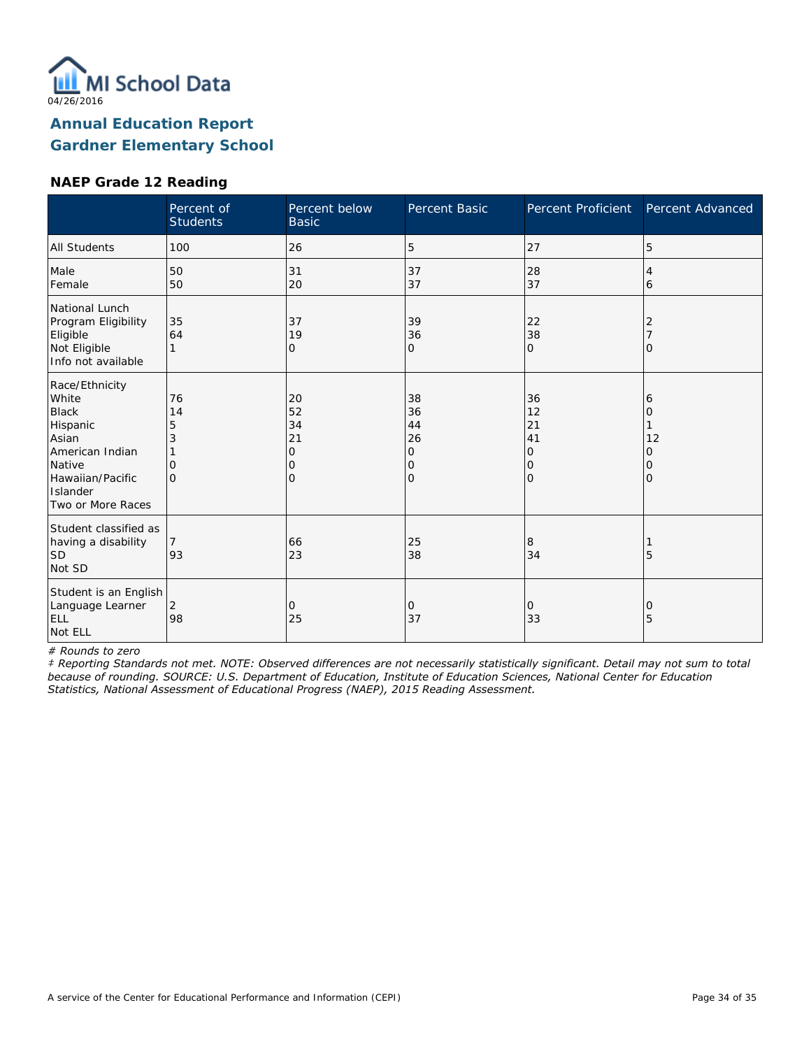04/26/2016

# Annual Education Report
## Gardner Elementary School

### NAEP Grade 12 Reading

| | Percent of Students | Percent below Basic | Percent Basic | Percent Proficient | Percent Advanced |
|---|---|---|---|---|---|
| All Students | 100 | 26 | 5 | 27 | 5 |
| Male | 50 | 31 | 37 | 28 | 4 |
| Female | 50 | 20 | 37 | 37 | 6 |
| National Lunch Program Eligibility | | | | | |
| Eligible | 35 | 37 | 39 | 22 | 2 |
| Not Eligible | 64 | 19 | 36 | 38 | 7 |
| Info not available | 1 | 0 | 0 | 0 | 0 |
| Race/Ethnicity | | | | | |
| White | 76 | 20 | 38 | 36 | 6 |
| Black | 14 | 52 | 36 | 12 | 0 |
| Hispanic | 5 | 34 | 44 | 21 | 1 |
| Asian | 3 | 21 | 26 | 41 | 12 |
| American Indian | 1 | 0 | 0 | 0 | 0 |
| Native Hawaiian/Pacific Islander | 0 | 0 | 0 | 0 | 0 |
| Two or More Races | 0 | 0 | 0 | 0 | 0 |
| Student classified as having a disability | | | | | |
| SD | 7 | 66 | 25 | 8 | 1 |
| Not SD | 93 | 23 | 38 | 34 | 5 |
| Student is an English Language Learner | | | | | |
| ELL | 2 | 0 | 0 | 0 | 0 |
| Not ELL | 98 | 25 | 37 | 33 | 5 |

*# Rounds to zero*

*‡ Reporting Standards not met. NOTE: Observed differences are not necessarily statistically significant. Detail may not sum to total because of rounding. SOURCE: U.S. Department of Education, Institute of Education Sciences, National Center for Education Statistics, National Assessment of Educational Progress (NAEP), 2015 Reading Assessment.*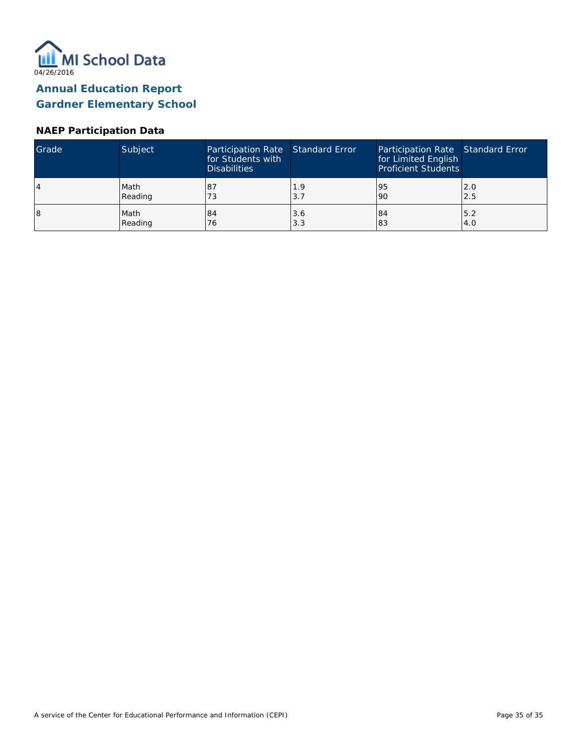MI School Data

04/26/2016

## Annual Education Report
## Gardner Elementary School

### NAEP Participation Data

| Grade | Subject | Participation Rate for Students with Disabilities | Standard Error | Participation Rate for Limited English Proficient Students | Standard Error |
|---|---|---|---|---|---|
| 4 | Math<br>Reading | 87<br>73 | 1.9<br>3.7 | 95<br>90 | 2.0<br>2.5 |
| 8 | Math<br>Reading | 84<br>76 | 3.6<br>3.3 | 84<br>83 | 5.2<br>4.0 |

A service of the Center for Educational Performance and Information (CEPI)